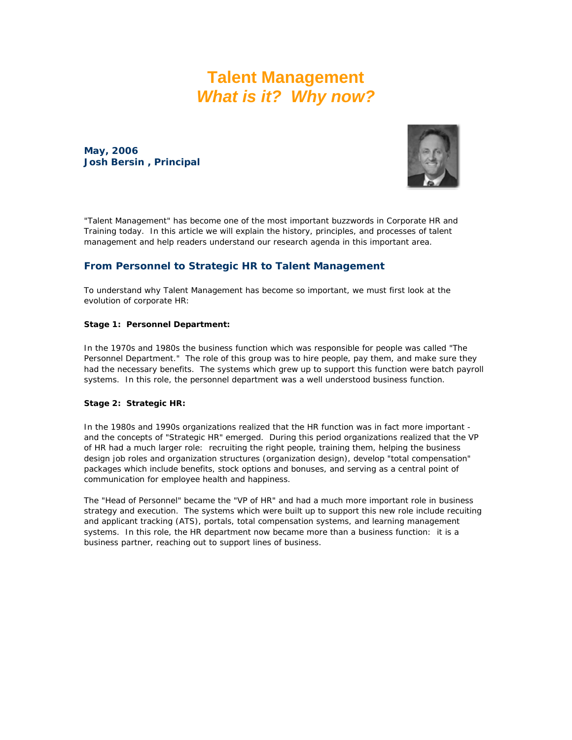# Talent Management
## *What is it? Why now?*

**May, 2006**
**Josh Bersin , Principal**

"Talent Management" has become one of the most important buzzwords in Corporate HR and Training today. In this article we will explain the history, principles, and processes of talent management and help readers understand our research agenda in this important area.

### From Personnel to Strategic HR to Talent Management

To understand why Talent Management has become so important, we must first look at the evolution of corporate HR:

**Stage 1: Personnel Department:**

In the 1970s and 1980s the business function which was responsible for people was called "The Personnel Department." The role of this group was to hire people, pay them, and make sure they had the necessary benefits. The systems which grew up to support this function were batch payroll systems. In this role, the personnel department was a well understood business function.

**Stage 2: Strategic HR:**

In the 1980s and 1990s organizations realized that the HR function was in fact more important - and the concepts of "Strategic HR" emerged. During this period organizations realized that the VP of HR had a much larger role: recruiting the right people, training them, helping the business design job roles and organization structures (organization design), develop "total compensation" packages which include benefits, stock options and bonuses, and serving as a central point of communication for employee health and happiness.

The "Head of Personnel" became the "VP of HR" and had a much more important role in business strategy and execution. The systems which were built up to support this new role include recuiting and applicant tracking (ATS), portals, total compensation systems, and learning management systems. In this role, the HR department now became more than a business function: it is a business partner, reaching out to support lines of business.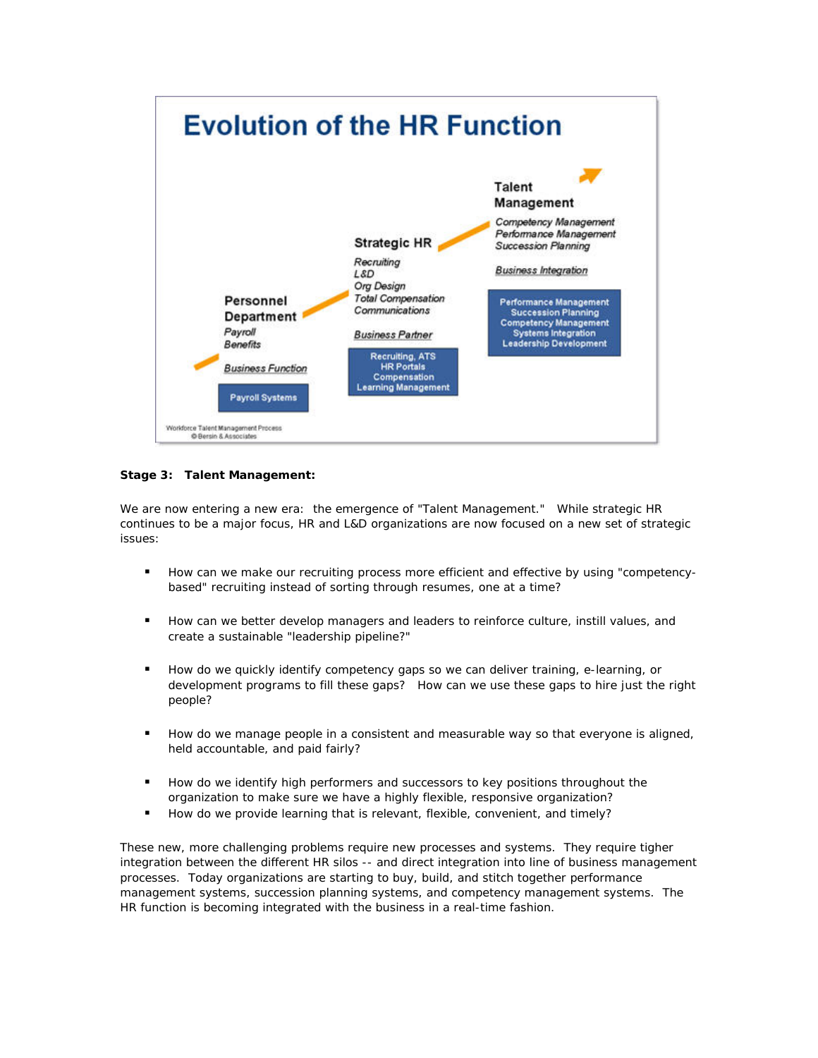# Evolution of the HR Function

**Personnel Department**
*Payroll*
*Benefits*

*Business Function*

Payroll Systems

**Strategic HR**
*Recruiting*
*L&D*
*Org Design*
*Total Compensation*
*Communications*

*Business Partner*

Recruiting, ATS
HR Portals
Compensation
Learning Management

**Talent Management**
*Competency Management*
*Performance Management*
*Succession Planning*

*Business Integration*

Performance Management
Succession Planning
Competency Management
Systems Integration
Leadership Development

Workforce Talent Management Process
© Bersin & Associates

**Stage 3: Talent Management:**

We are now entering a new era: the emergence of "Talent Management." While strategic HR continues to be a major focus, HR and L&D organizations are now focused on a new set of strategic issues:

- How can we make our recruiting process more efficient and effective by using "competency-based" recruiting instead of sorting through resumes, one at a time?
- How can we better develop managers and leaders to reinforce culture, instill values, and create a sustainable "leadership pipeline?"
- How do we quickly identify competency gaps so we can deliver training, e-learning, or development programs to fill these gaps? How can we use these gaps to hire just the right people?
- How do we manage people in a consistent and measurable way so that everyone is aligned, held accountable, and paid fairly?
- How do we identify high performers and successors to key positions throughout the organization to make sure we have a highly flexible, responsive organization?
- How do we provide learning that is relevant, flexible, convenient, and timely?

These new, more challenging problems require new processes and systems. They require tigher integration between the different HR silos -- and direct integration into line of business management processes. Today organizations are starting to buy, build, and stitch together performance management systems, succession planning systems, and competency management systems. The HR function is becoming integrated with the business in a real-time fashion.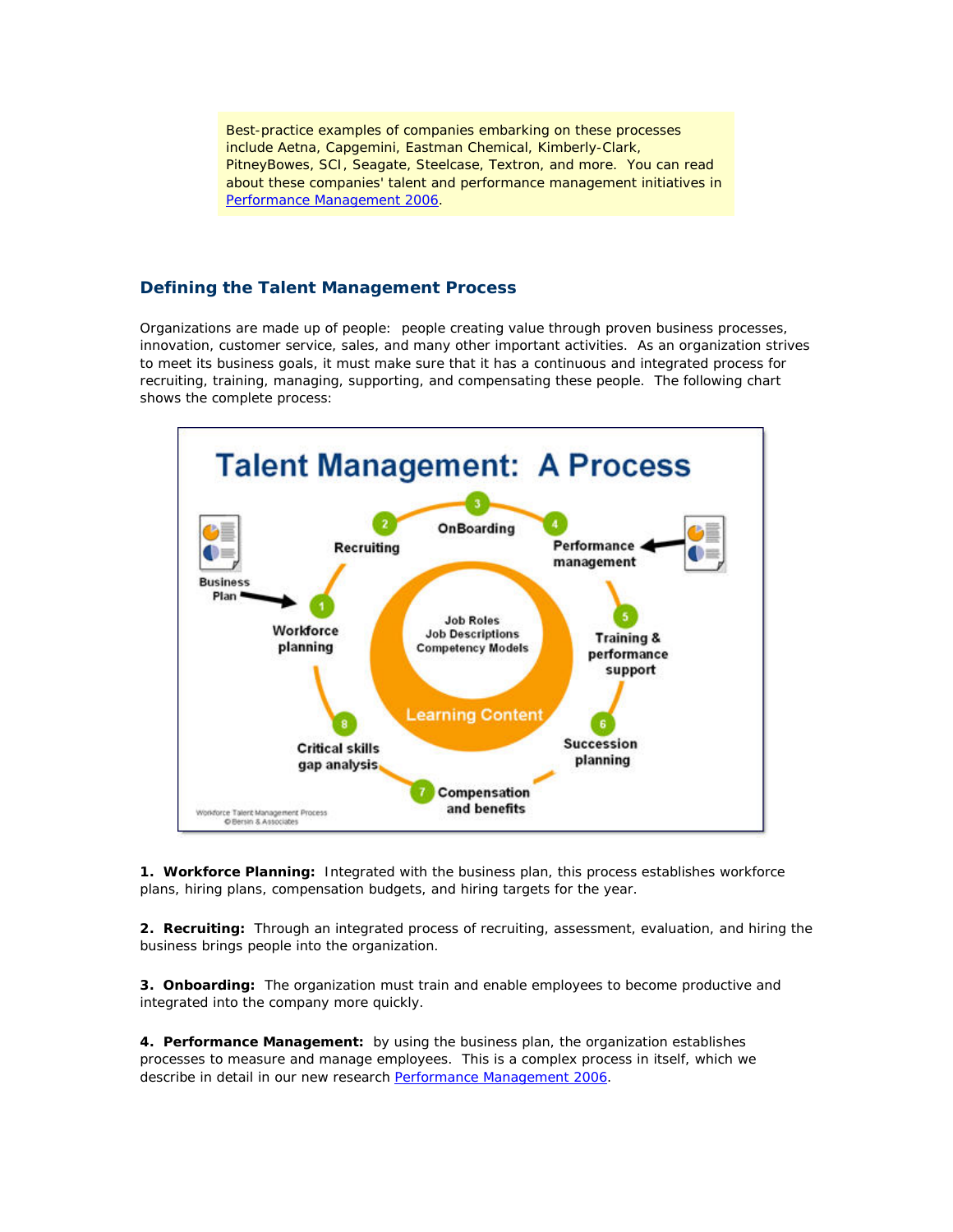Best-practice examples of companies embarking on these processes include Aetna, Capgemini, Eastman Chemical, Kimberly-Clark, PitneyBowes, SCI, Seagate, Steelcase, Textron, and more. You can read about these companies' talent and performance management initiatives in [Performance Management 2006](#).

## Defining the Talent Management Process

Organizations are made up of people: people creating value through proven business processes, innovation, customer service, sales, and many other important activities. As an organization strives to meet its business goals, it must make sure that it has a continuous and integrated process for recruiting, training, managing, supporting, and compensating these people. The following chart shows the complete process:

**1. Workforce Planning:** Integrated with the business plan, this process establishes workforce plans, hiring plans, compensation budgets, and hiring targets for the year.

**2. Recruiting:** Through an integrated process of recruiting, assessment, evaluation, and hiring the business brings people into the organization.

**3. Onboarding:** The organization must train and enable employees to become productive and integrated into the company more quickly.

**4. Performance Management:** by using the business plan, the organization establishes processes to measure and manage employees. This is a complex process in itself, which we describe in detail in our new research [Performance Management 2006](#).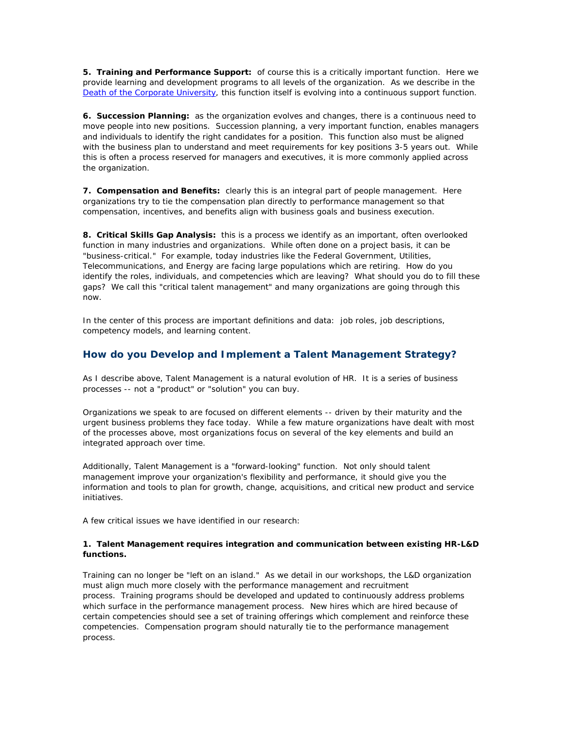**5. Training and Performance Support:** of course this is a critically important function. Here we provide learning and development programs to all levels of the organization. As we describe in the [Death of the Corporate University](), this function itself is evolving into a continuous support function.

**6. Succession Planning:** as the organization evolves and changes, there is a continuous need to move people into new positions. Succession planning, a very important function, enables managers and individuals to identify the right candidates for a position. This function also must be aligned with the business plan to understand and meet requirements for key positions 3-5 years out. While this is often a process reserved for managers and executives, it is more commonly applied across the organization.

**7. Compensation and Benefits:** clearly this is an integral part of people management. Here organizations try to tie the compensation plan directly to performance management so that compensation, incentives, and benefits align with business goals and business execution.

**8. Critical Skills Gap Analysis:** this is a process we identify as an important, often overlooked function in many industries and organizations. While often done on a project basis, it can be "business-critical." For example, today industries like the Federal Government, Utilities, Telecommunications, and Energy are facing large populations which are retiring. How do you identify the roles, individuals, and competencies which are leaving? What should you do to fill these gaps? We call this "critical talent management" and many organizations are going through this now.

In the center of this process are important definitions and data: job roles, job descriptions, competency models, and learning content.

## How do you Develop and Implement a Talent Management Strategy?

As I describe above, Talent Management is a natural evolution of HR. It is a series of business processes -- not a "product" or "solution" you can buy.

Organizations we speak to are focused on different elements -- driven by their maturity and the urgent business problems they face today. While a few mature organizations have dealt with most of the processes above, most organizations focus on several of the key elements and build an integrated approach over time.

Additionally, Talent Management is a "forward-looking" function. Not only should talent management improve your organization's flexibility and performance, it should give you the information and tools to plan for growth, change, acquisitions, and critical new product and service initiatives.

A few critical issues we have identified in our research:

**1. Talent Management requires integration and communication between existing HR-L&D functions.**

Training can no longer be "left on an island." As we detail in our workshops, the L&D organization must align much more closely with the performance management and recruitment process. Training programs should be developed and updated to continuously address problems which surface in the performance management process. New hires which are hired because of certain competencies should see a set of training offerings which complement and reinforce these competencies. Compensation program should naturally tie to the performance management process.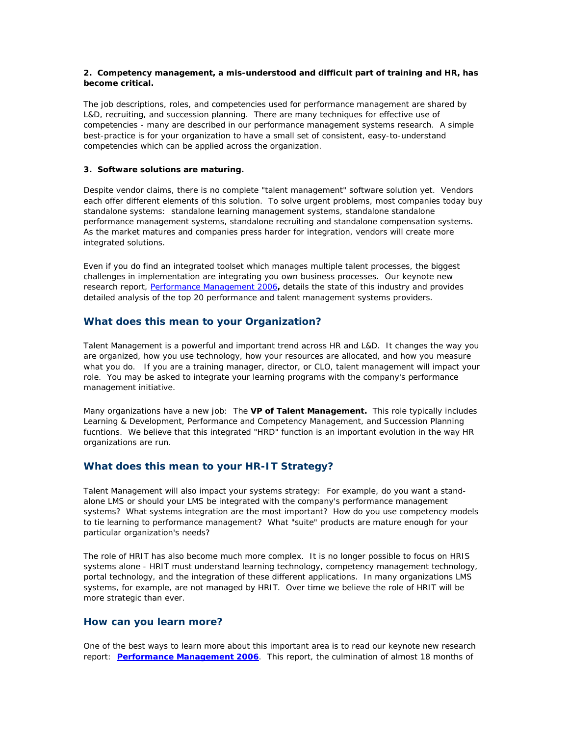**2. Competency management, a mis-understood and difficult part of training and HR, has become critical.**

The job descriptions, roles, and competencies used for performance management are shared by L&D, recruiting, and succession planning. There are many techniques for effective use of competencies - many are described in our performance management systems research. A simple best-practice is for your organization to have a small set of consistent, easy-to-understand competencies which can be applied across the organization.

**3. Software solutions are maturing.**

Despite vendor claims, there is no complete "talent management" software solution yet. Vendors each offer different elements of this solution. To solve urgent problems, most companies today buy standalone systems: standalone learning management systems, standalone standalone performance management systems, standalone recruiting and standalone compensation systems. As the market matures and companies press harder for integration, vendors will create more integrated solutions.

Even if you do find an integrated toolset which manages multiple talent processes, the biggest challenges in implementation are integrating you own business processes. Our keynote new research report, [Performance Management 2006](), details the state of this industry and provides detailed analysis of the top 20 performance and talent management systems providers.

## What does this mean to your Organization?

Talent Management is a powerful and important trend across HR and L&D. It changes the way you are organized, how you use technology, how your resources are allocated, and how you measure what you do. If you are a training manager, director, or CLO, talent management will impact your role. You may be asked to integrate your learning programs with the company's performance management initiative.

Many organizations have a new job: The **VP of Talent Management.** This role typically includes Learning & Development, Performance and Competency Management, and Succession Planning fucntions. We believe that this integrated "HRD" function is an important evolution in the way HR organizations are run.

## What does this mean to your HR-IT Strategy?

Talent Management will also impact your systems strategy: For example, do you want a stand-alone LMS or should your LMS be integrated with the company's performance management systems? What systems integration are the most important? How do you use competency models to tie learning to performance management? What "suite" products are mature enough for your particular organization's needs?

The role of HRIT has also become much more complex. It is no longer possible to focus on HRIS systems alone - HRIT must understand learning technology, competency management technology, portal technology, and the integration of these different applications. In many organizations LMS systems, for example, are not managed by HRIT. Over time we believe the role of HRIT will be more strategic than ever.

## How can you learn more?

One of the best ways to learn more about this important area is to read our keynote new research report: **[Performance Management 2006]()**. This report, the culmination of almost 18 months of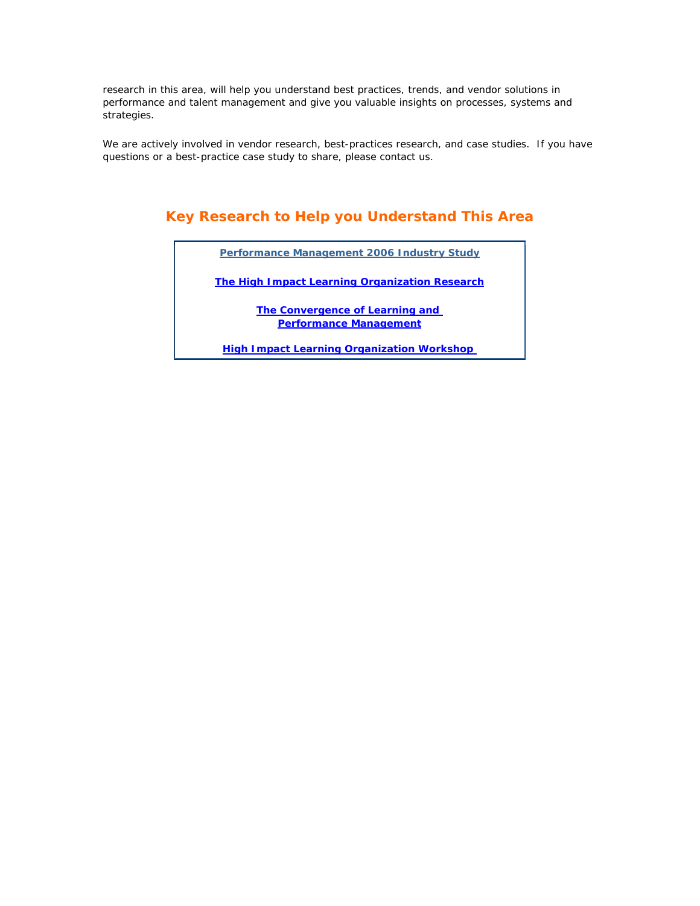research in this area, will help you understand best practices, trends, and vendor solutions in performance and talent management and give you valuable insights on processes, systems and strategies.

We are actively involved in vendor research, best-practices research, and case studies. If you have questions or a best-practice case study to share, please contact us.

## Key Research to Help you Understand This Area

**Performance Management 2006 Industry Study**

**The High Impact Learning Organization Research**

**The Convergence of Learning and Performance Management**

**High Impact Learning Organization Workshop**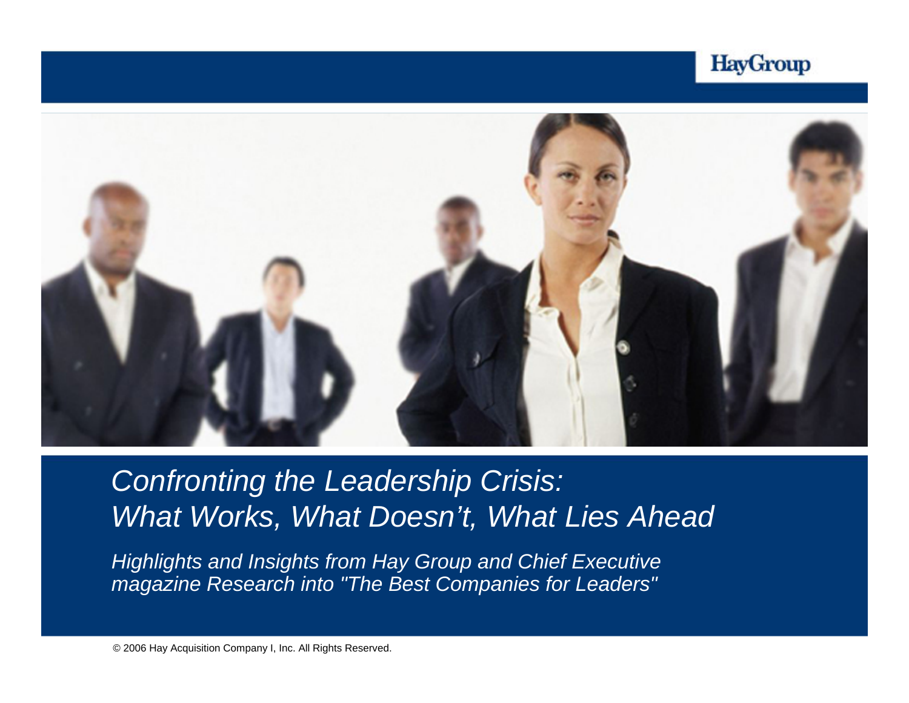# *Confronting the Leadership Crisis: What Works, What Doesn't, What Lies Ahead*

*Highlights and Insights from Hay Group and Chief Executive magazine Research into "The Best Companies for Leaders"*

© 2006 Hay Acquisition Company I, Inc. All Rights Reserved.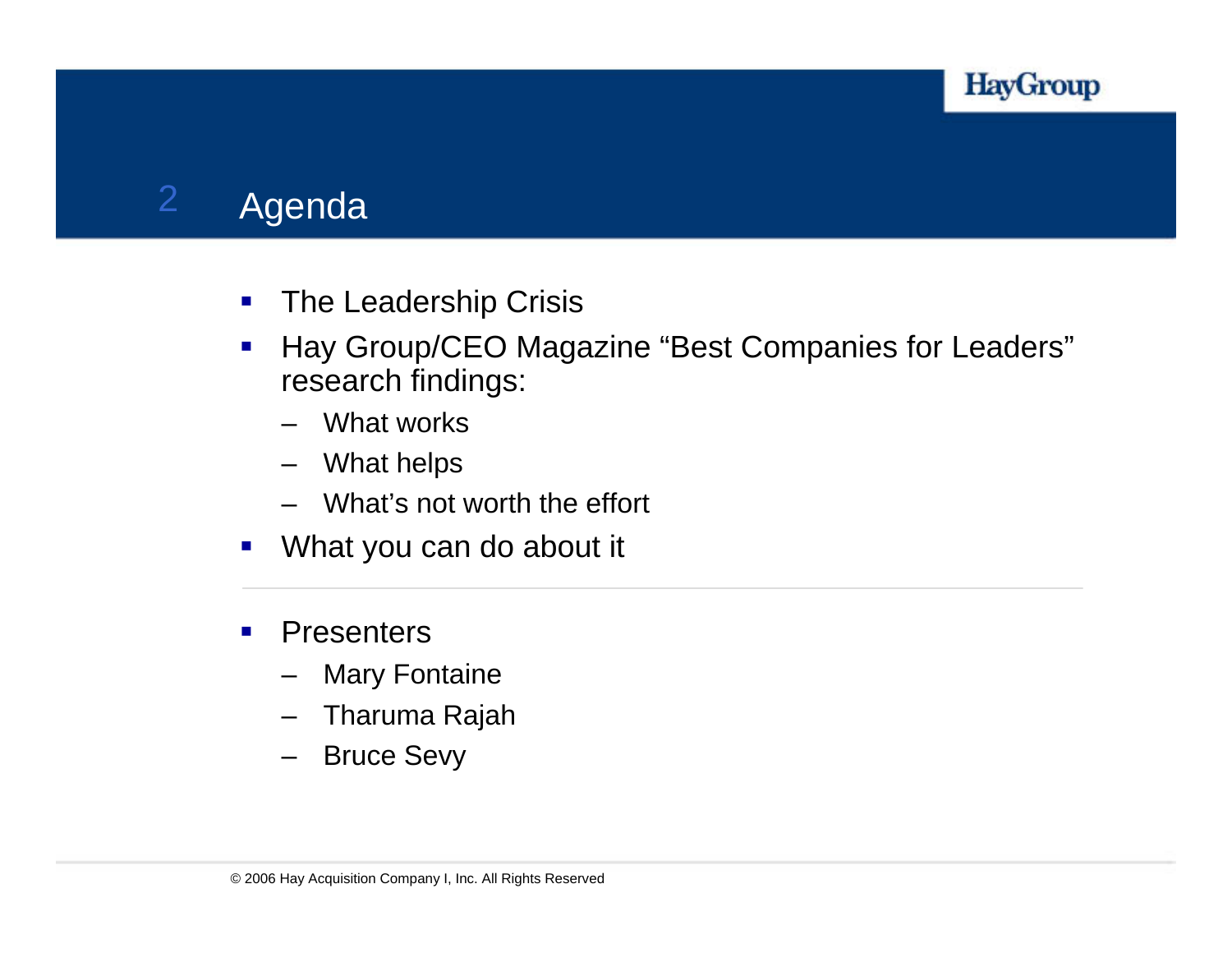# Agenda

- The Leadership Crisis
- Hay Group/CEO Magazine "Best Companies for Leaders" research findings:
  - What works
  - What helps
  - What's not worth the effort
- What you can do about it

---

- Presenters
  - Mary Fontaine
  - Tharuma Rajah
  - Bruce Sevy

© 2006 Hay Acquisition Company I, Inc. All Rights Reserved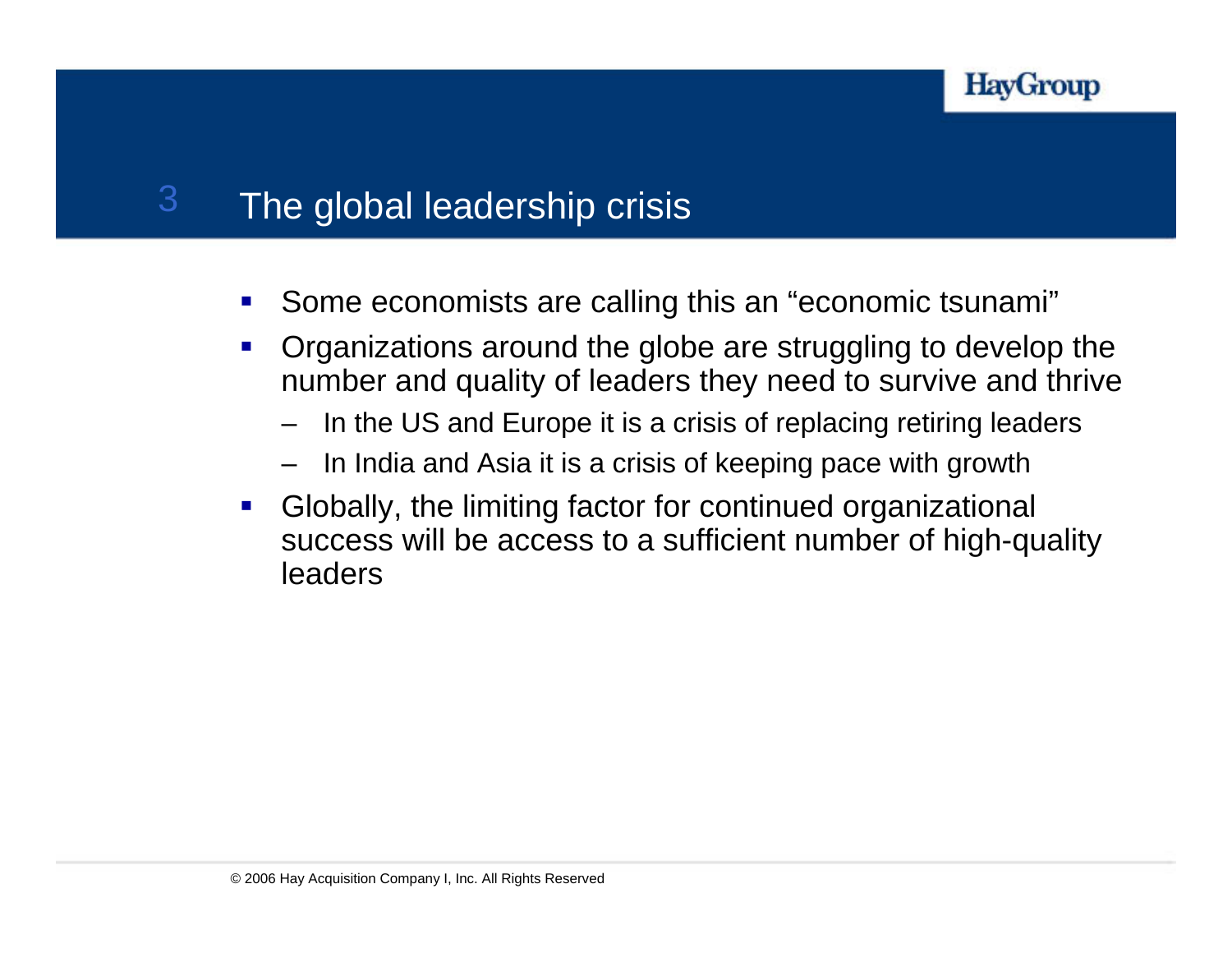## 3 The global leadership crisis

- Some economists are calling this an "economic tsunami"
- Organizations around the globe are struggling to develop the number and quality of leaders they need to survive and thrive
  - In the US and Europe it is a crisis of replacing retiring leaders
  - In India and Asia it is a crisis of keeping pace with growth
- Globally, the limiting factor for continued organizational success will be access to a sufficient number of high-quality leaders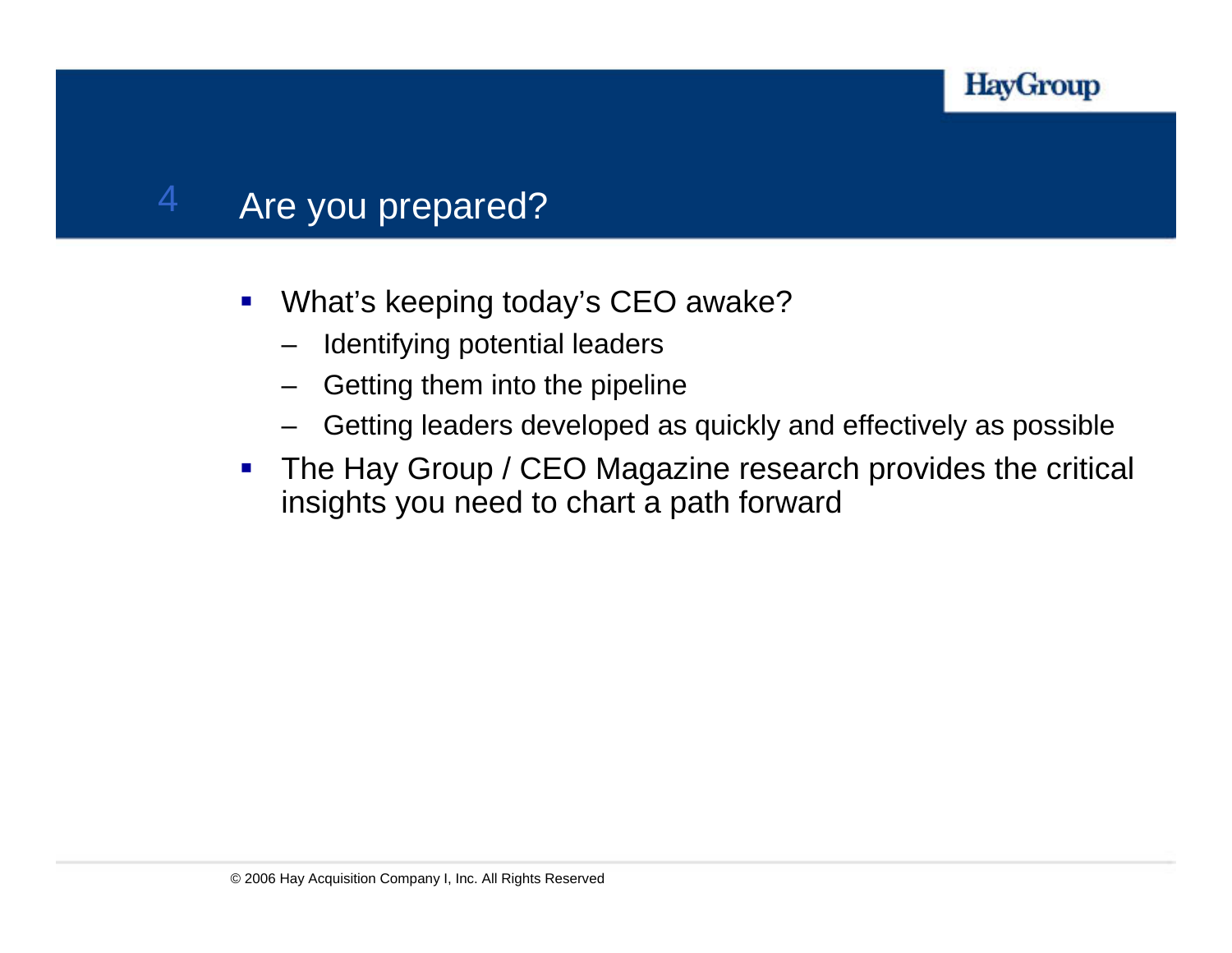# 4 Are you prepared?

- What's keeping today's CEO awake?
  - Identifying potential leaders
  - Getting them into the pipeline
  - Getting leaders developed as quickly and effectively as possible
- The Hay Group / CEO Magazine research provides the critical insights you need to chart a path forward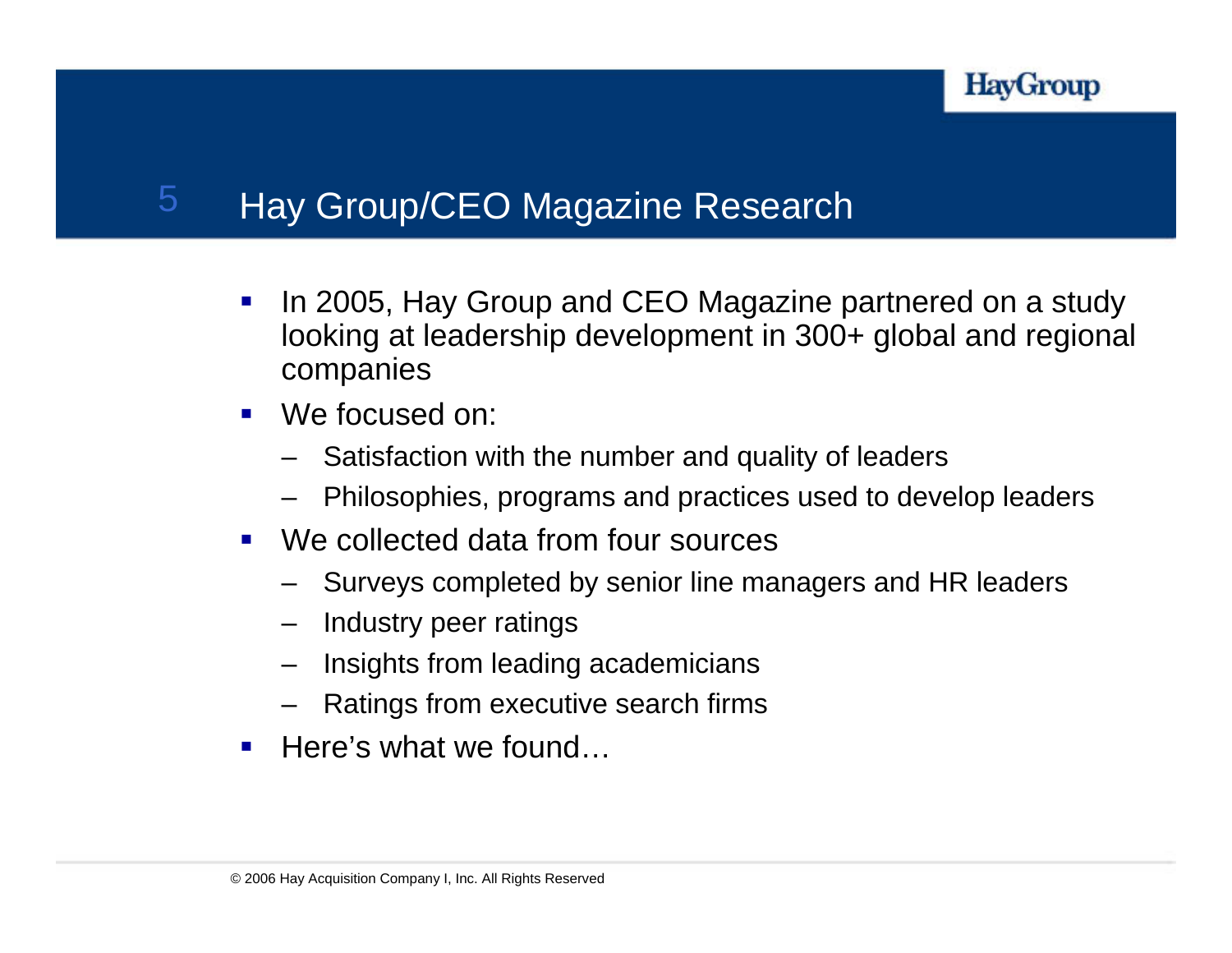# Hay Group/CEO Magazine Research

- In 2005, Hay Group and CEO Magazine partnered on a study looking at leadership development in 300+ global and regional companies
- We focused on:
  - Satisfaction with the number and quality of leaders
  - Philosophies, programs and practices used to develop leaders
- We collected data from four sources
  - Surveys completed by senior line managers and HR leaders
  - Industry peer ratings
  - Insights from leading academicians
  - Ratings from executive search firms
- Here's what we found…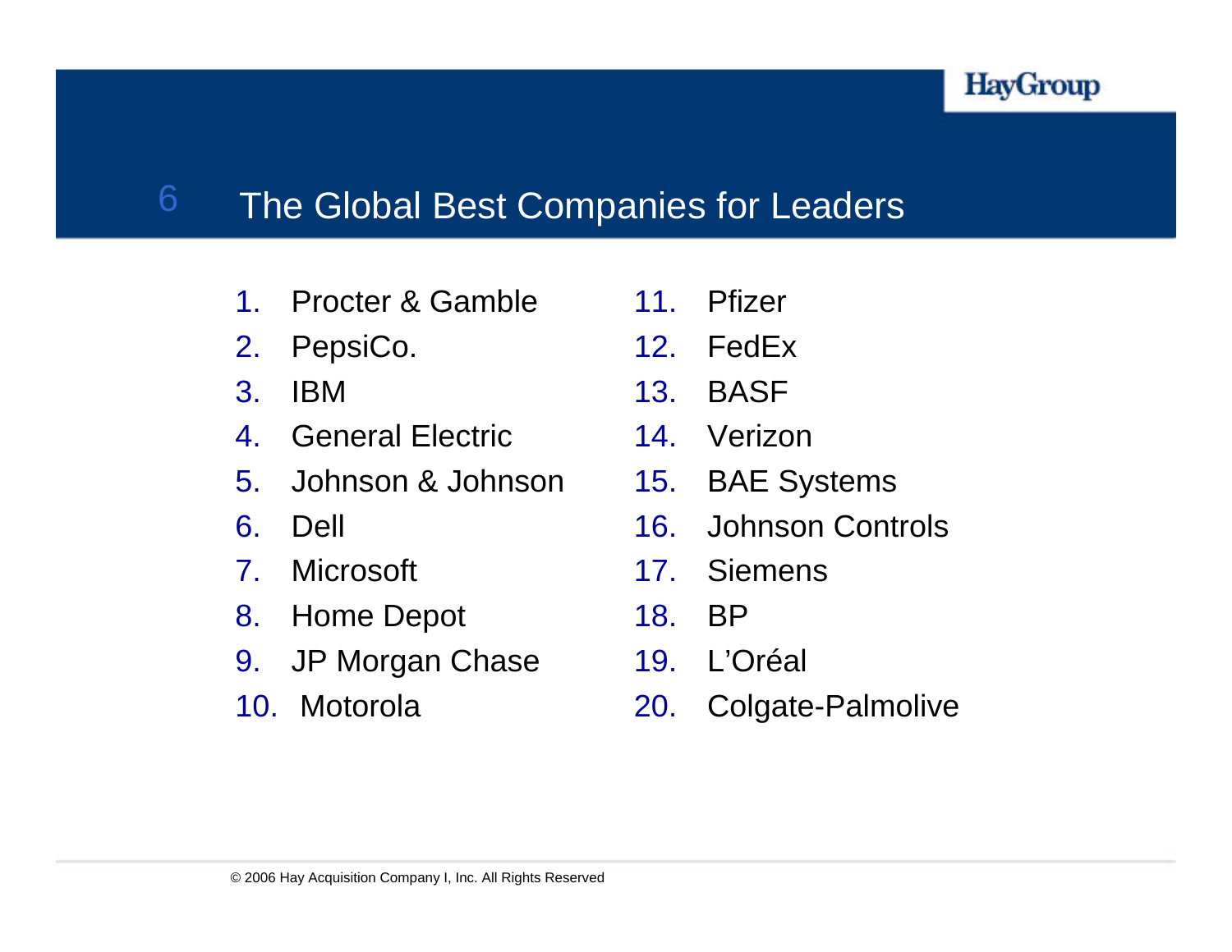## The Global Best Companies for Leaders

1. Procter & Gamble
2. PepsiCo.
3. IBM
4. General Electric
5. Johnson & Johnson
6. Dell
7. Microsoft
8. Home Depot
9. JP Morgan Chase
10. Motorola
11. Pfizer
12. FedEx
13. BASF
14. Verizon
15. BAE Systems
16. Johnson Controls
17. Siemens
18. BP
19. L'Oréal
20. Colgate-Palmolive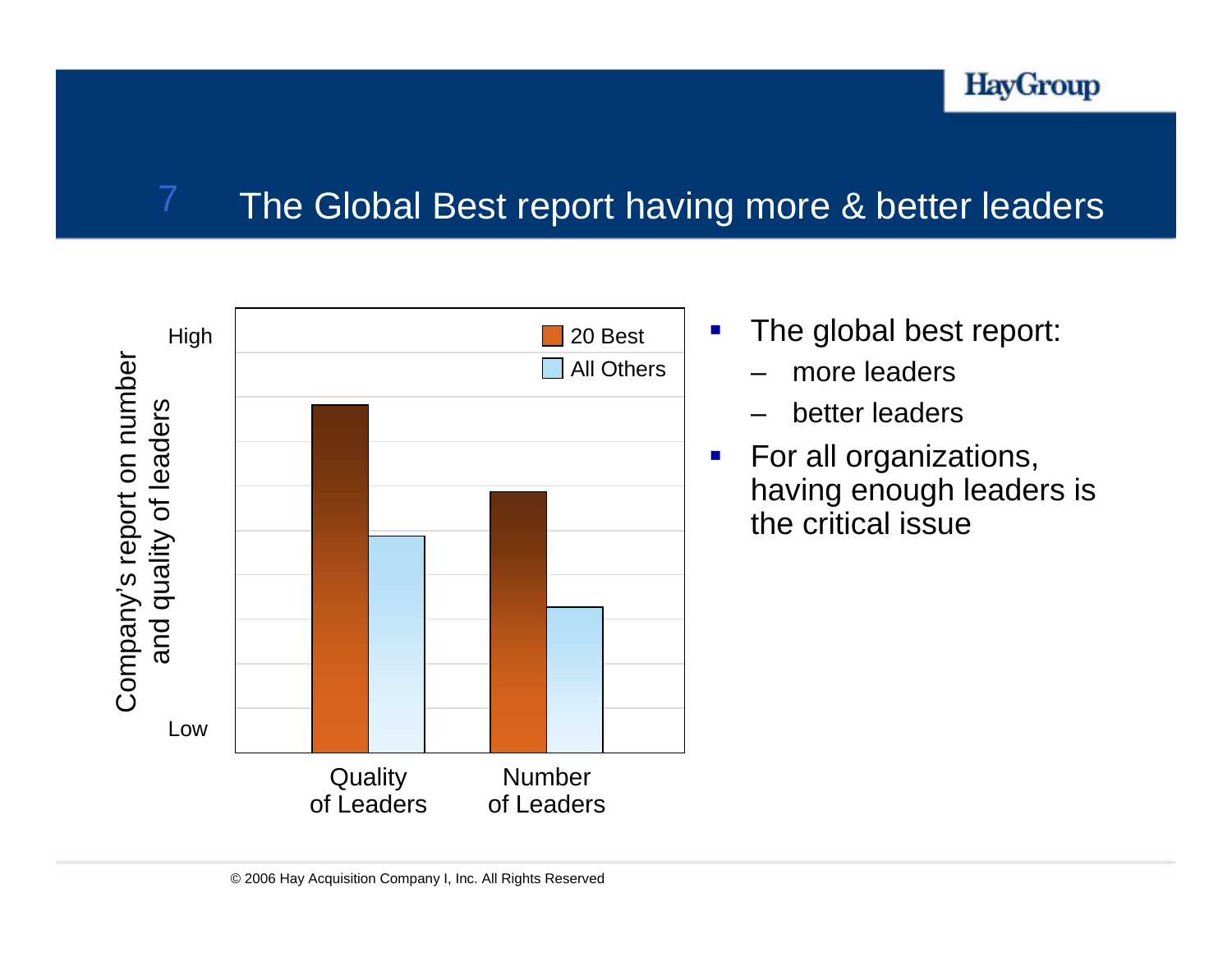# The Global Best report having more & better leaders

Company's report on number and quality of leaders

High

Low

20 Best

All Others

Quality of Leaders

Number of Leaders

- The global best report:
  - more leaders
  - better leaders
- For all organizations, having enough leaders is the critical issue

© 2006 Hay Acquisition Company I, Inc. All Rights Reserved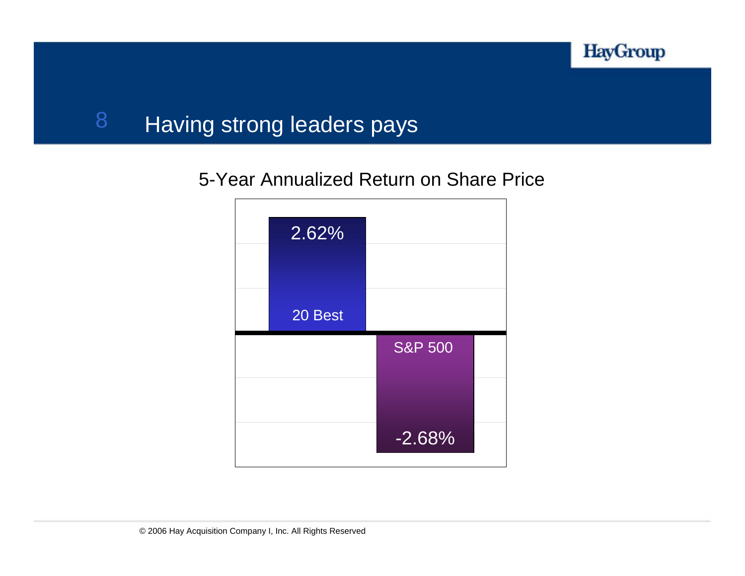# 8 Having strong leaders pays

## 5-Year Annualized Return on Share Price

| | 5-Year Annualized Return on Share Price |
|---|---|
| 20 Best | 2.62% |
| S&P 500 | -2.68% |

© 2006 Hay Acquisition Company I, Inc. All Rights Reserved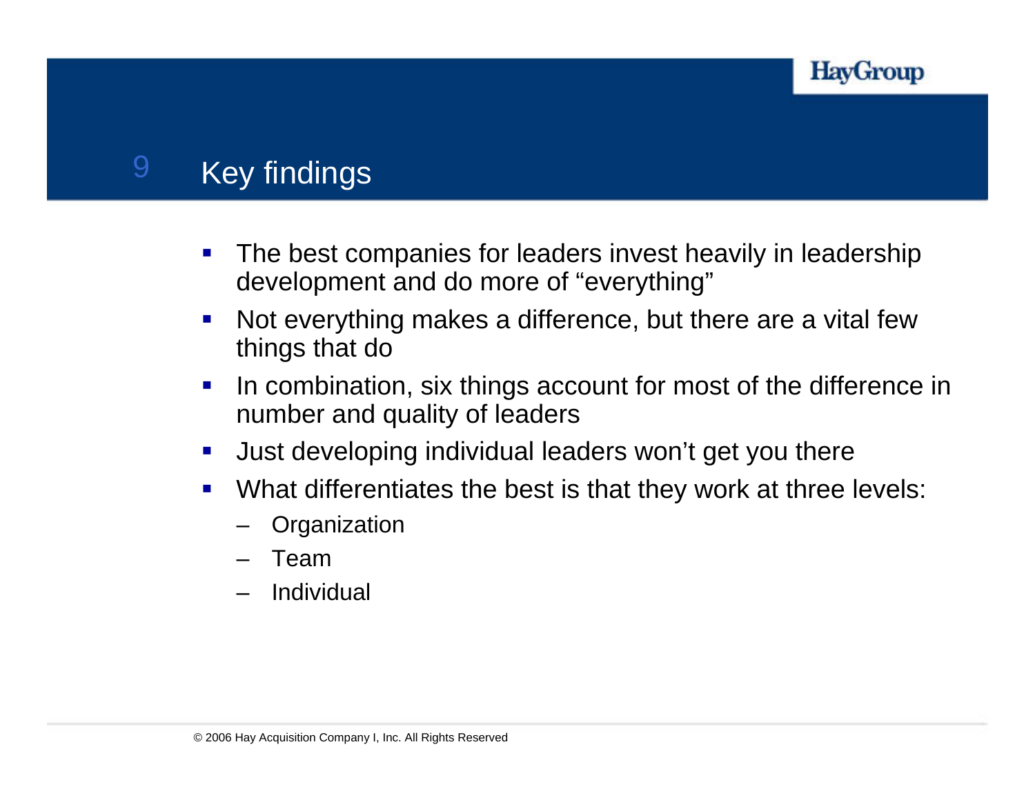# Key findings

- The best companies for leaders invest heavily in leadership development and do more of "everything"
- Not everything makes a difference, but there are a vital few things that do
- In combination, six things account for most of the difference in number and quality of leaders
- Just developing individual leaders won't get you there
- What differentiates the best is that they work at three levels:
  - Organization
  - Team
  - Individual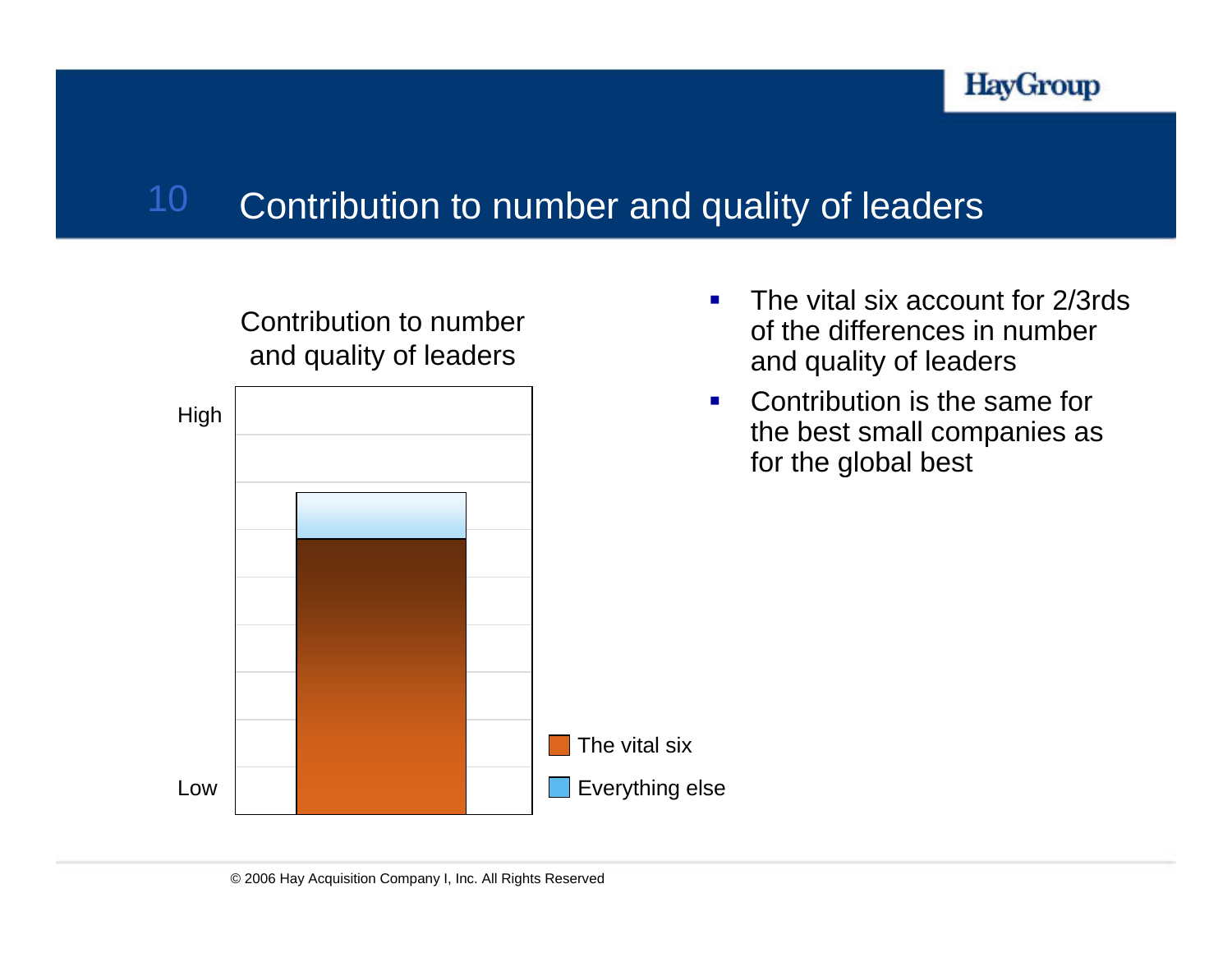# 10 Contribution to number and quality of leaders

Contribution to number and quality of leaders

High

Low

The vital six

Everything else

- The vital six account for 2/3rds of the differences in number and quality of leaders
- Contribution is the same for the best small companies as for the global best

© 2006 Hay Acquisition Company I, Inc. All Rights Reserved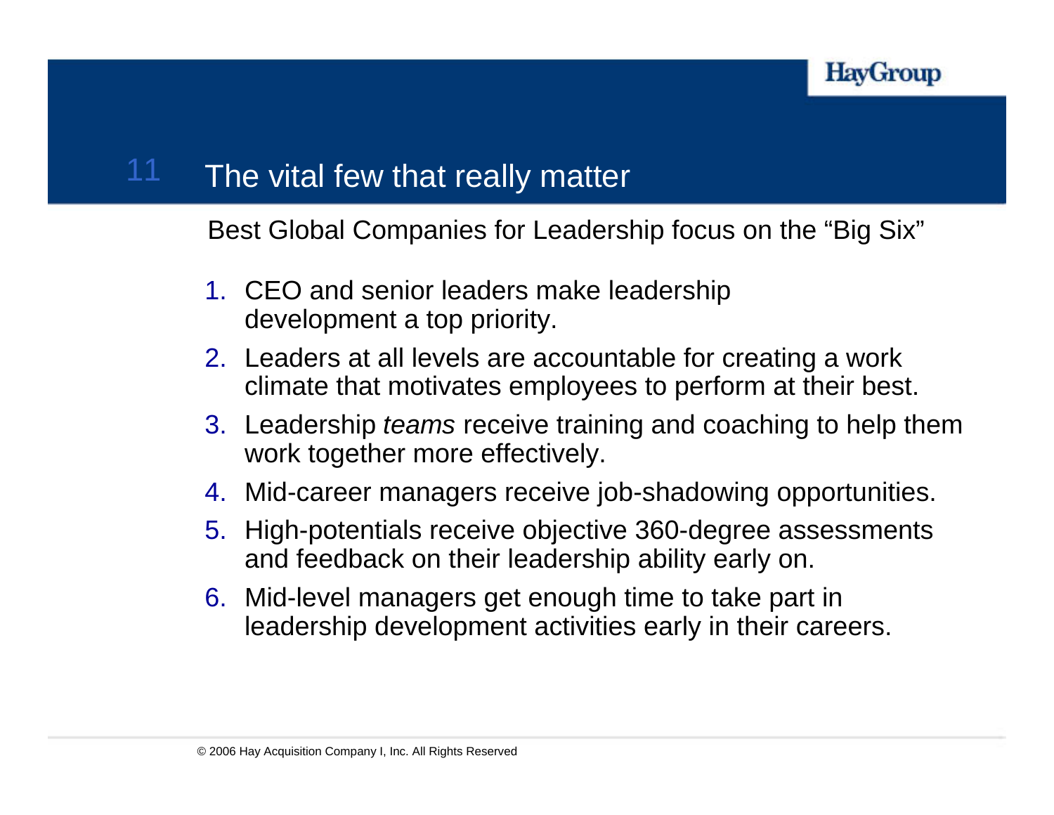# 11 The vital few that really matter

Best Global Companies for Leadership focus on the “Big Six”

1. CEO and senior leaders make leadership development a top priority.
2. Leaders at all levels are accountable for creating a work climate that motivates employees to perform at their best.
3. Leadership *teams* receive training and coaching to help them work together more effectively.
4. Mid-career managers receive job-shadowing opportunities.
5. High-potentials receive objective 360-degree assessments and feedback on their leadership ability early on.
6. Mid-level managers get enough time to take part in leadership development activities early in their careers.

© 2006 Hay Acquisition Company I, Inc. All Rights Reserved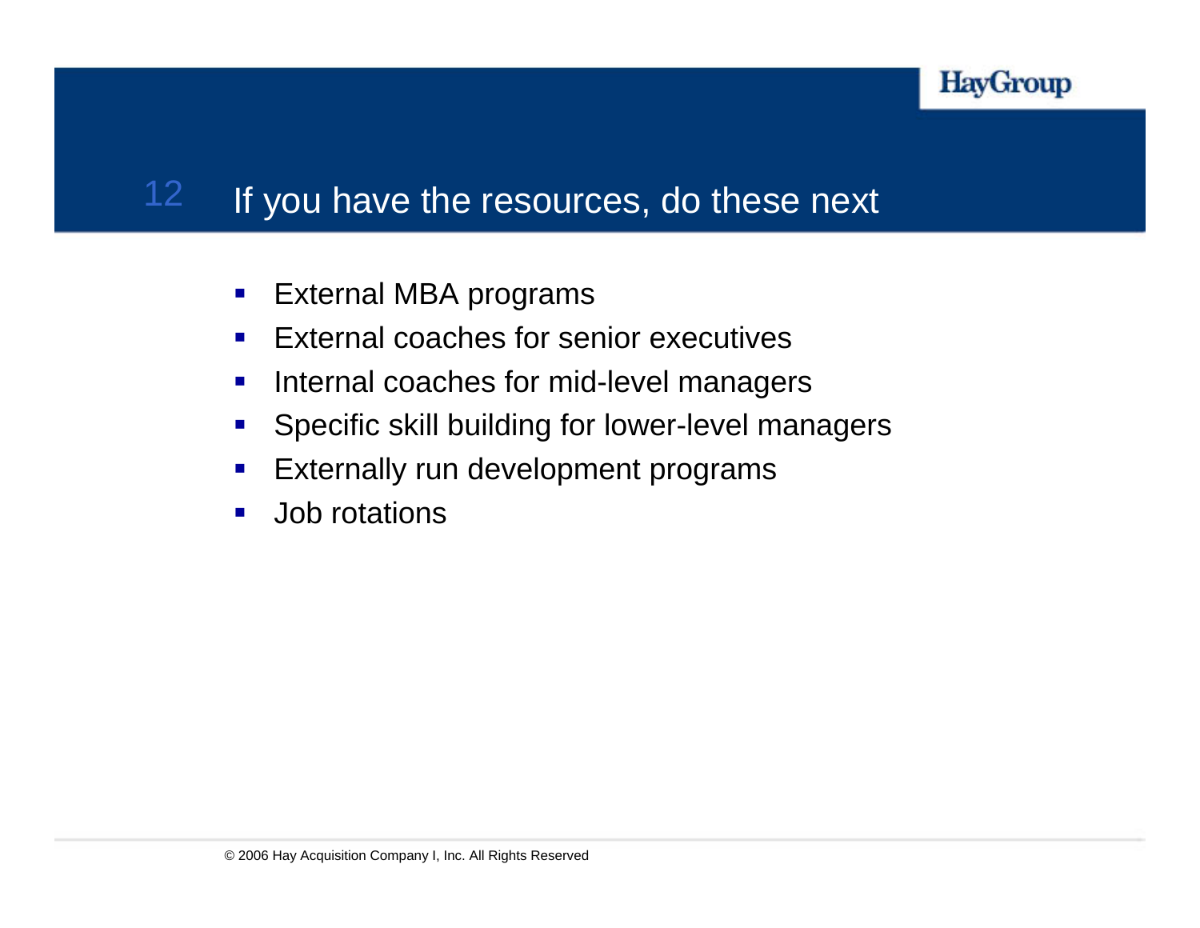## 12 If you have the resources, do these next

- External MBA programs
- External coaches for senior executives
- Internal coaches for mid-level managers
- Specific skill building for lower-level managers
- Externally run development programs
- Job rotations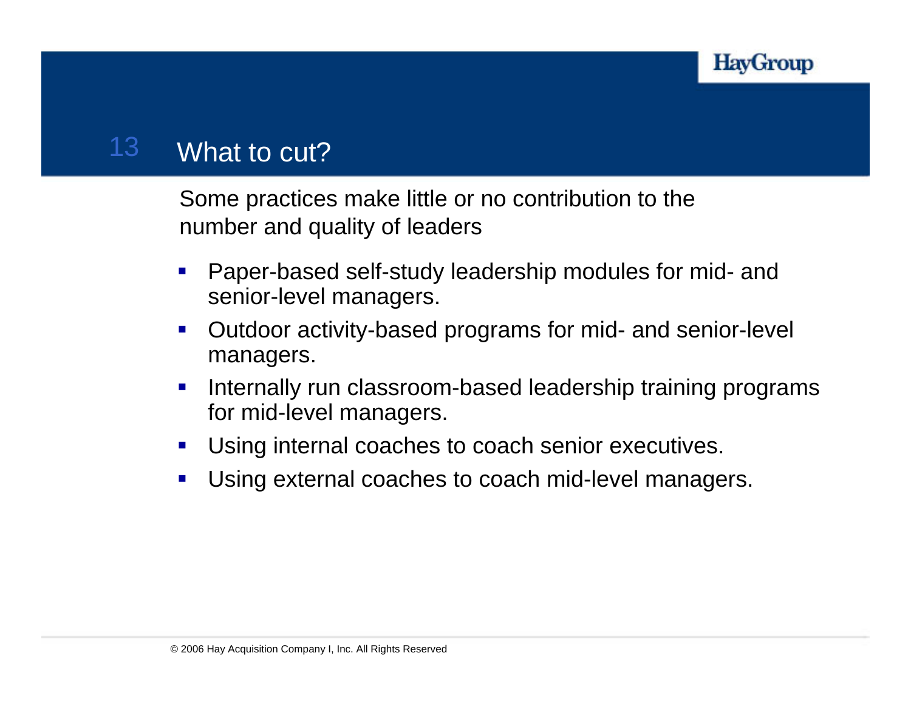# 13 What to cut?

Some practices make little or no contribution to the number and quality of leaders

- Paper-based self-study leadership modules for mid- and senior-level managers.
- Outdoor activity-based programs for mid- and senior-level managers.
- Internally run classroom-based leadership training programs for mid-level managers.
- Using internal coaches to coach senior executives.
- Using external coaches to coach mid-level managers.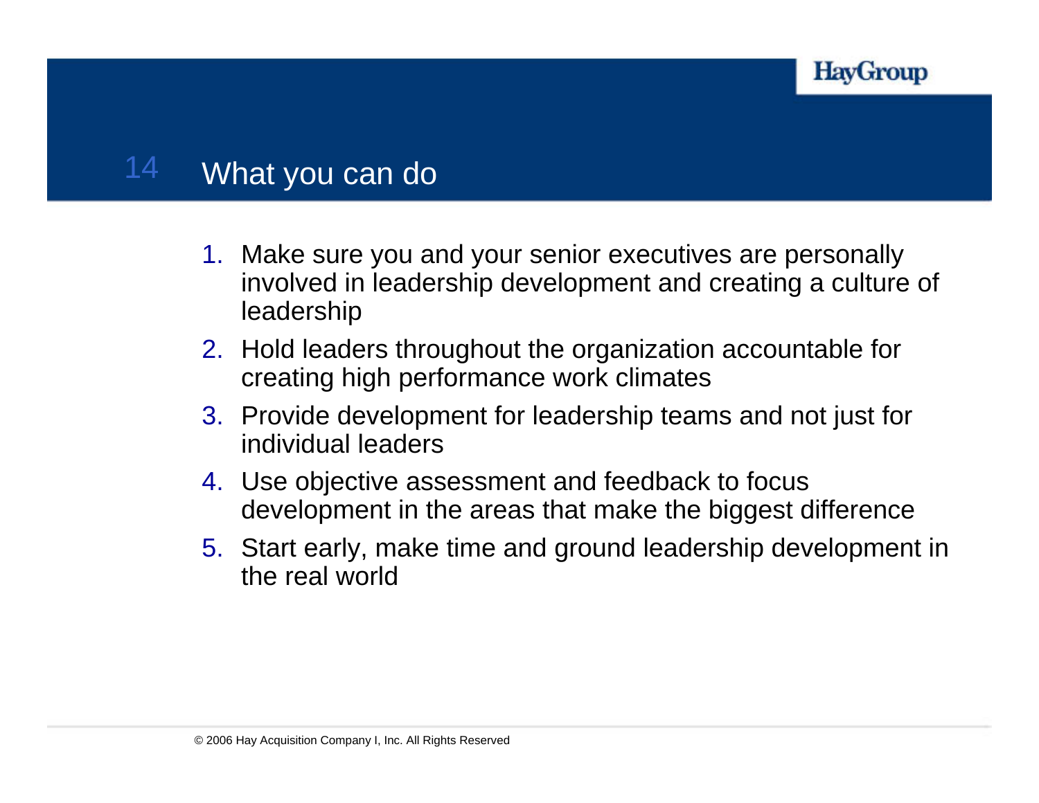# What you can do

1. Make sure you and your senior executives are personally involved in leadership development and creating a culture of leadership
2. Hold leaders throughout the organization accountable for creating high performance work climates
3. Provide development for leadership teams and not just for individual leaders
4. Use objective assessment and feedback to focus development in the areas that make the biggest difference
5. Start early, make time and ground leadership development in the real world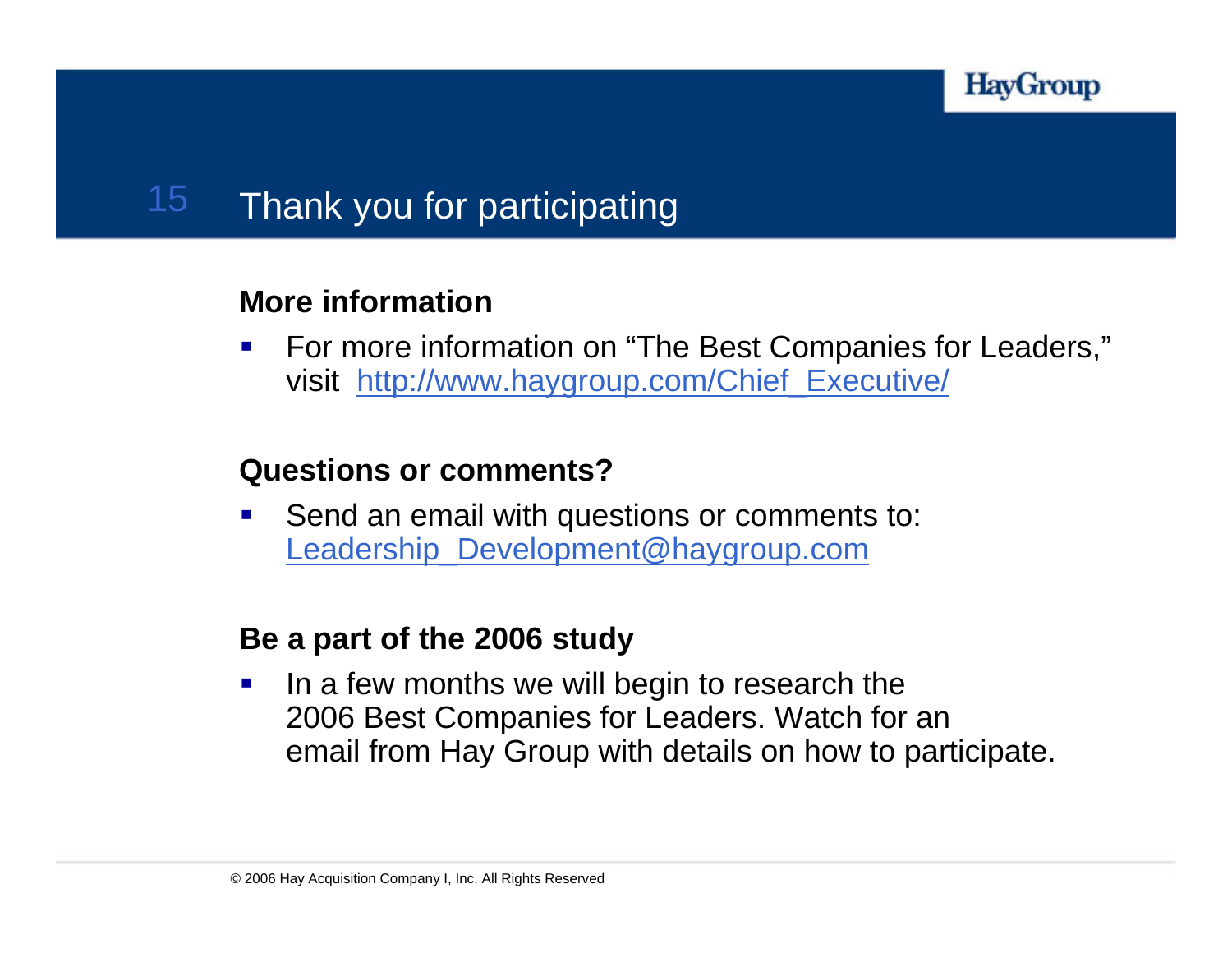# 15 Thank you for participating

**More information**

- For more information on "The Best Companies for Leaders," visit http://www.haygroup.com/Chief_Executive/

**Questions or comments?**

- Send an email with questions or comments to: Leadership_Development@haygroup.com

**Be a part of the 2006 study**

- In a few months we will begin to research the 2006 Best Companies for Leaders. Watch for an email from Hay Group with details on how to participate.

© 2006 Hay Acquisition Company I, Inc. All Rights Reserved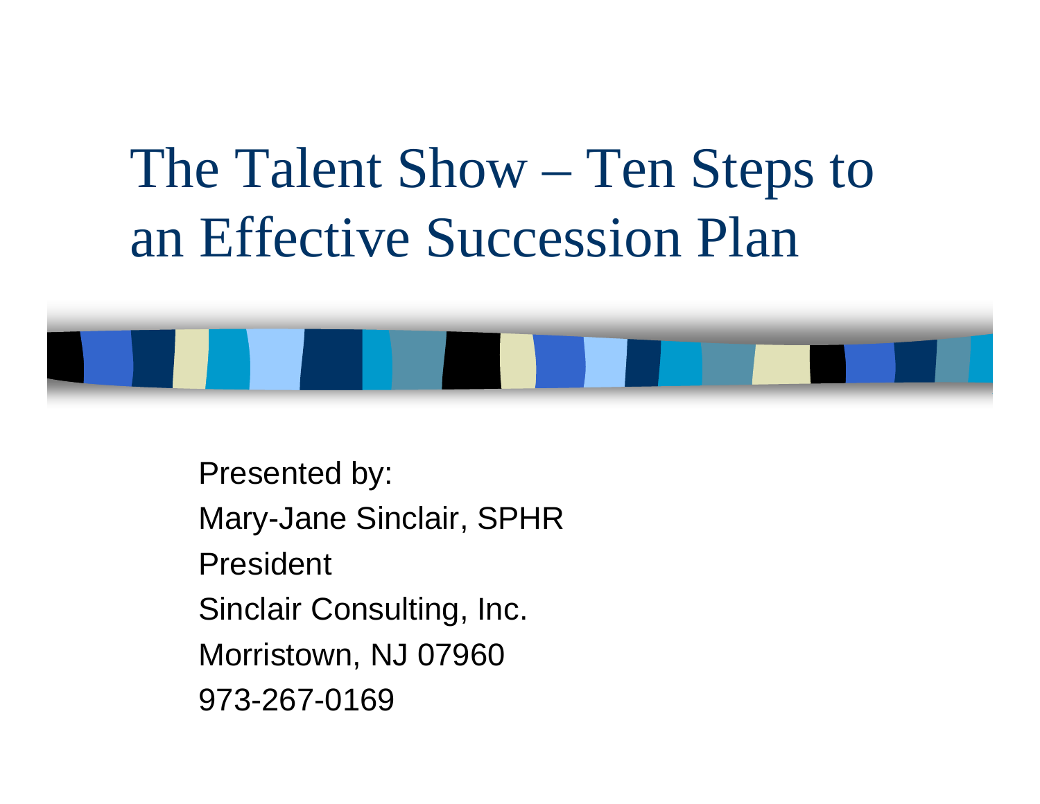# The Talent Show – Ten Steps to an Effective Succession Plan

Presented by:

Mary-Jane Sinclair, SPHR

President

Sinclair Consulting, Inc.

Morristown, NJ 07960

973-267-0169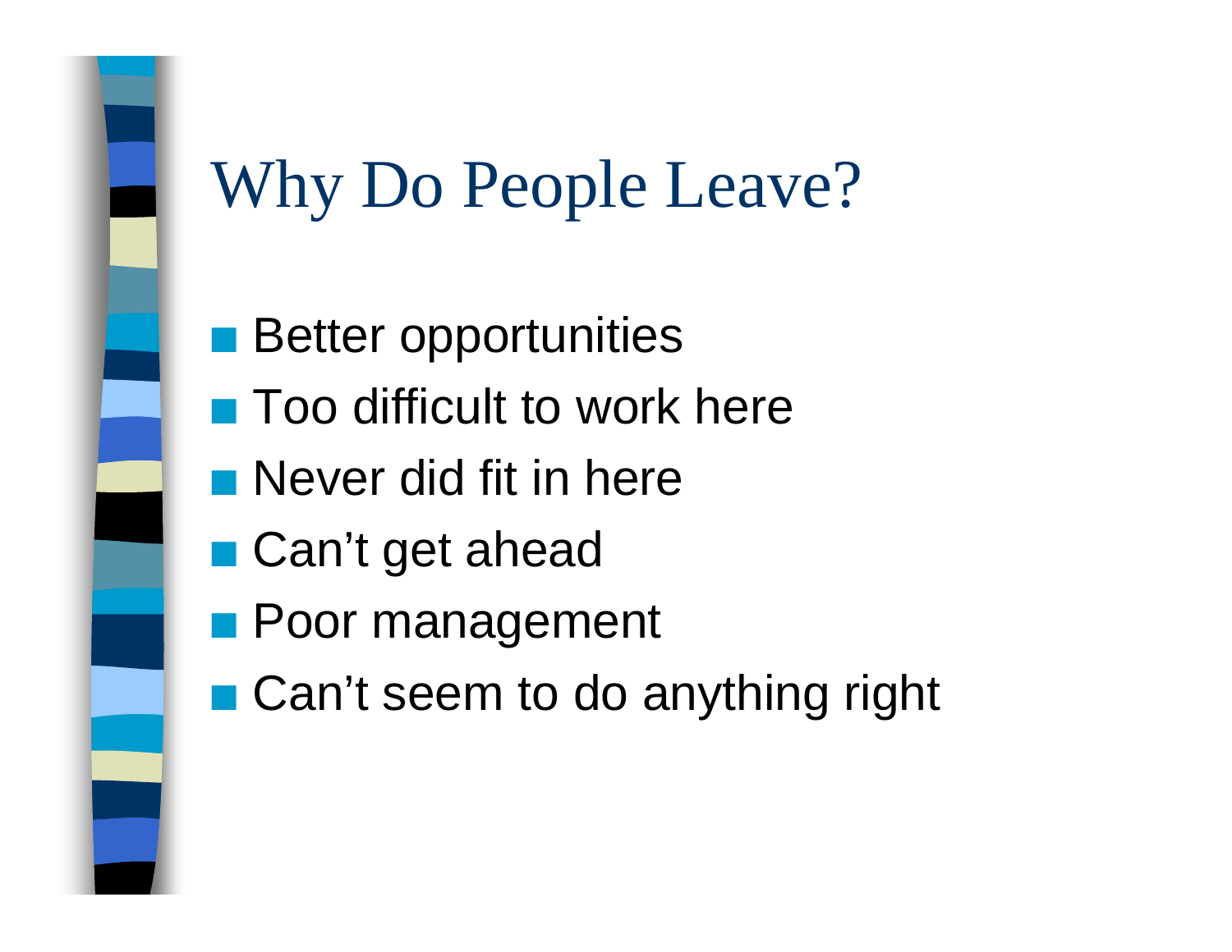# Why Do People Leave?

- Better opportunities
- Too difficult to work here
- Never did fit in here
- Can't get ahead
- Poor management
- Can't seem to do anything right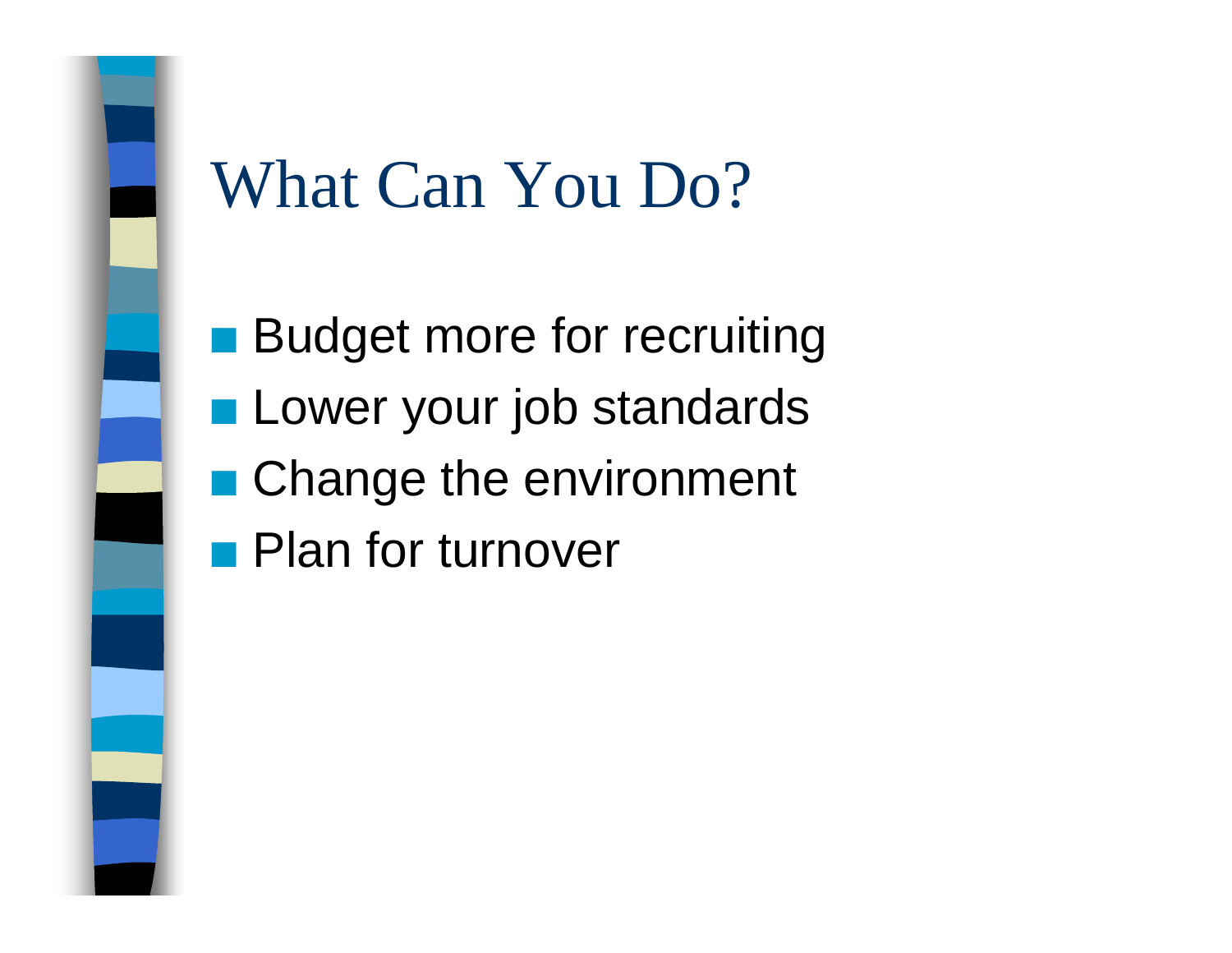# What Can You Do?

- Budget more for recruiting
- Lower your job standards
- Change the environment
- Plan for turnover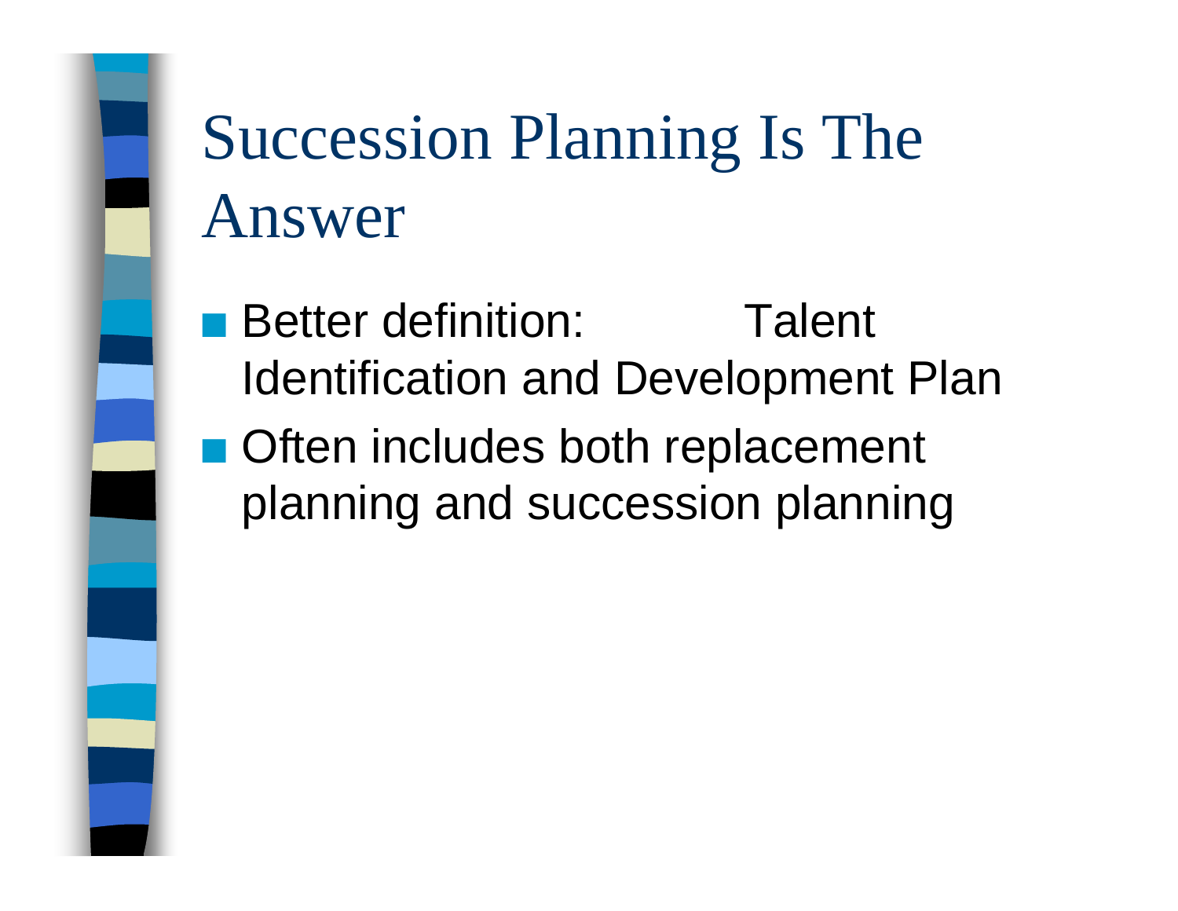# Succession Planning Is The Answer

- Better definition: Talent Identification and Development Plan
- Often includes both replacement planning and succession planning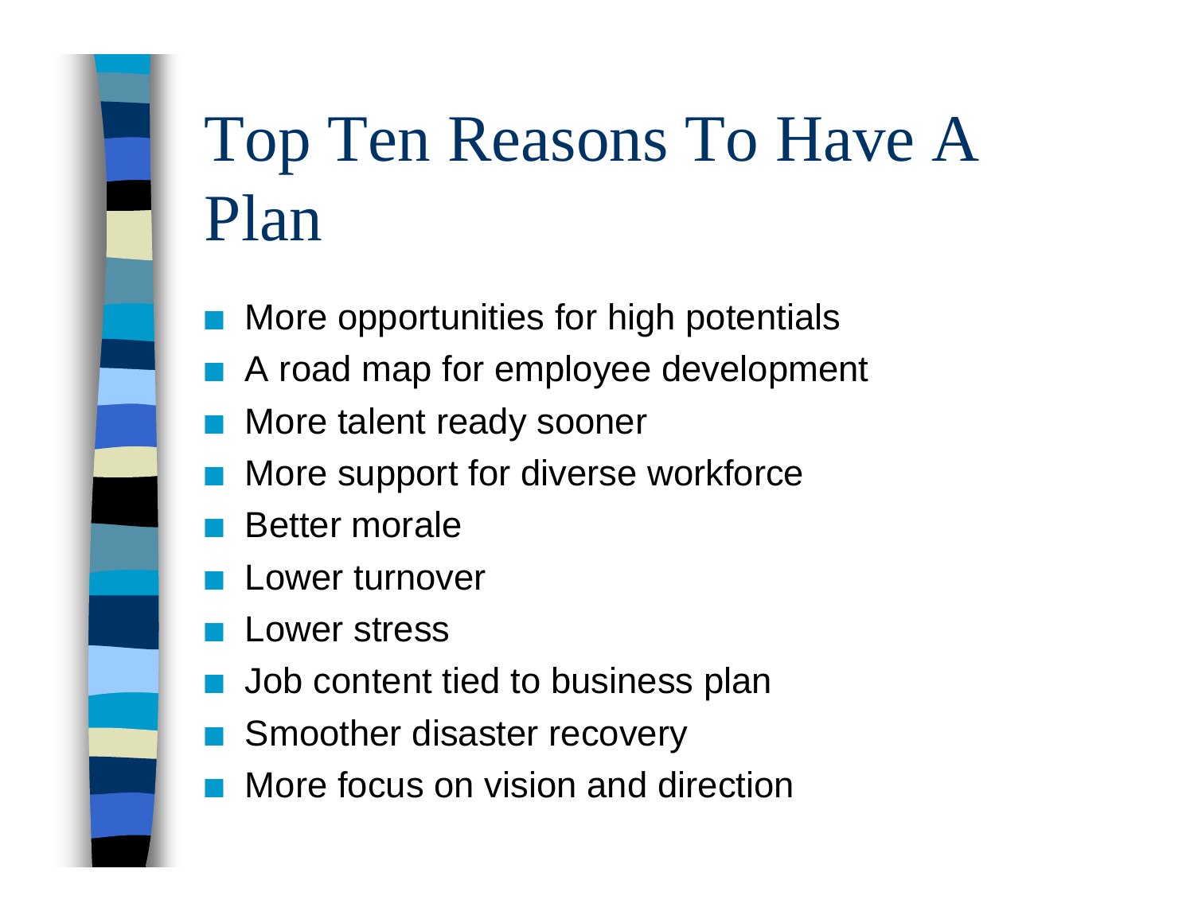# Top Ten Reasons To Have A Plan

- More opportunities for high potentials
- A road map for employee development
- More talent ready sooner
- More support for diverse workforce
- Better morale
- Lower turnover
- Lower stress
- Job content tied to business plan
- Smoother disaster recovery
- More focus on vision and direction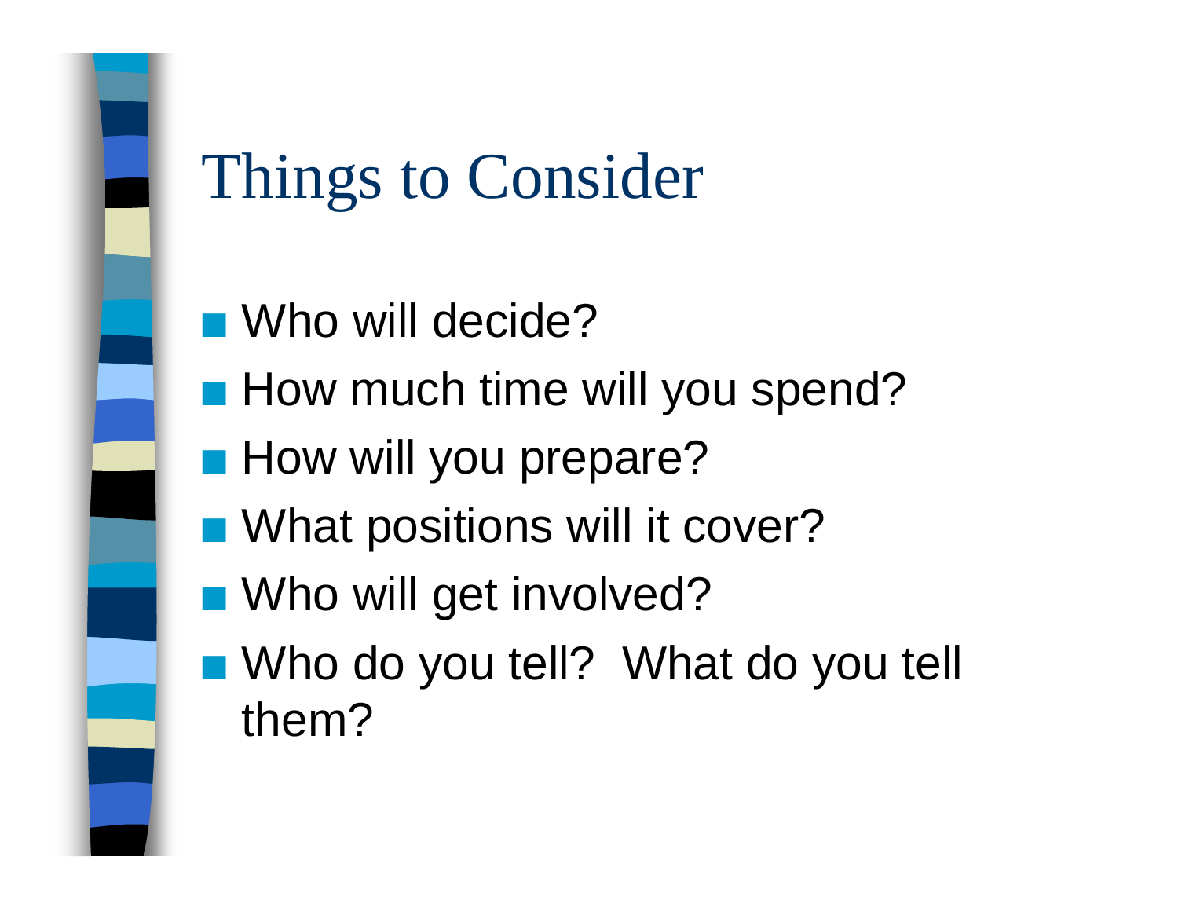# Things to Consider

- Who will decide?
- How much time will you spend?
- How will you prepare?
- What positions will it cover?
- Who will get involved?
- Who do you tell?  What do you tell them?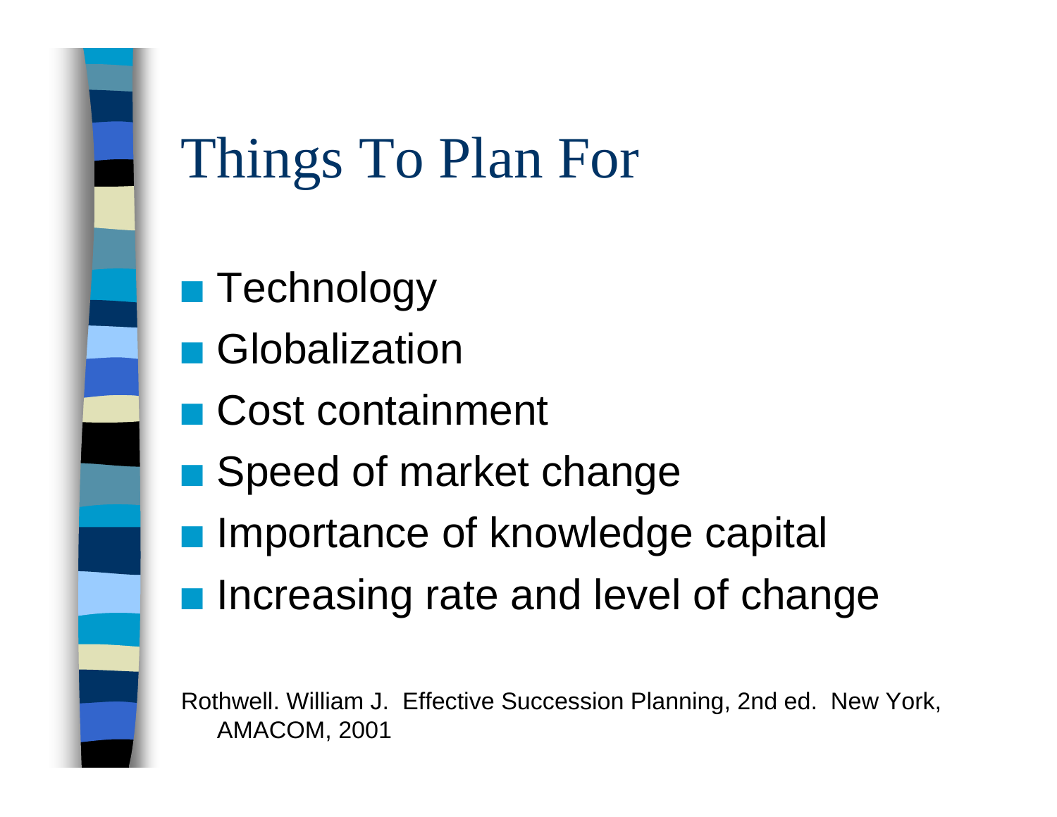# Things To Plan For

- Technology
- Globalization
- Cost containment
- Speed of market change
- Importance of knowledge capital
- Increasing rate and level of change

Rothwell. William J. Effective Succession Planning, 2nd ed. New York, AMACOM, 2001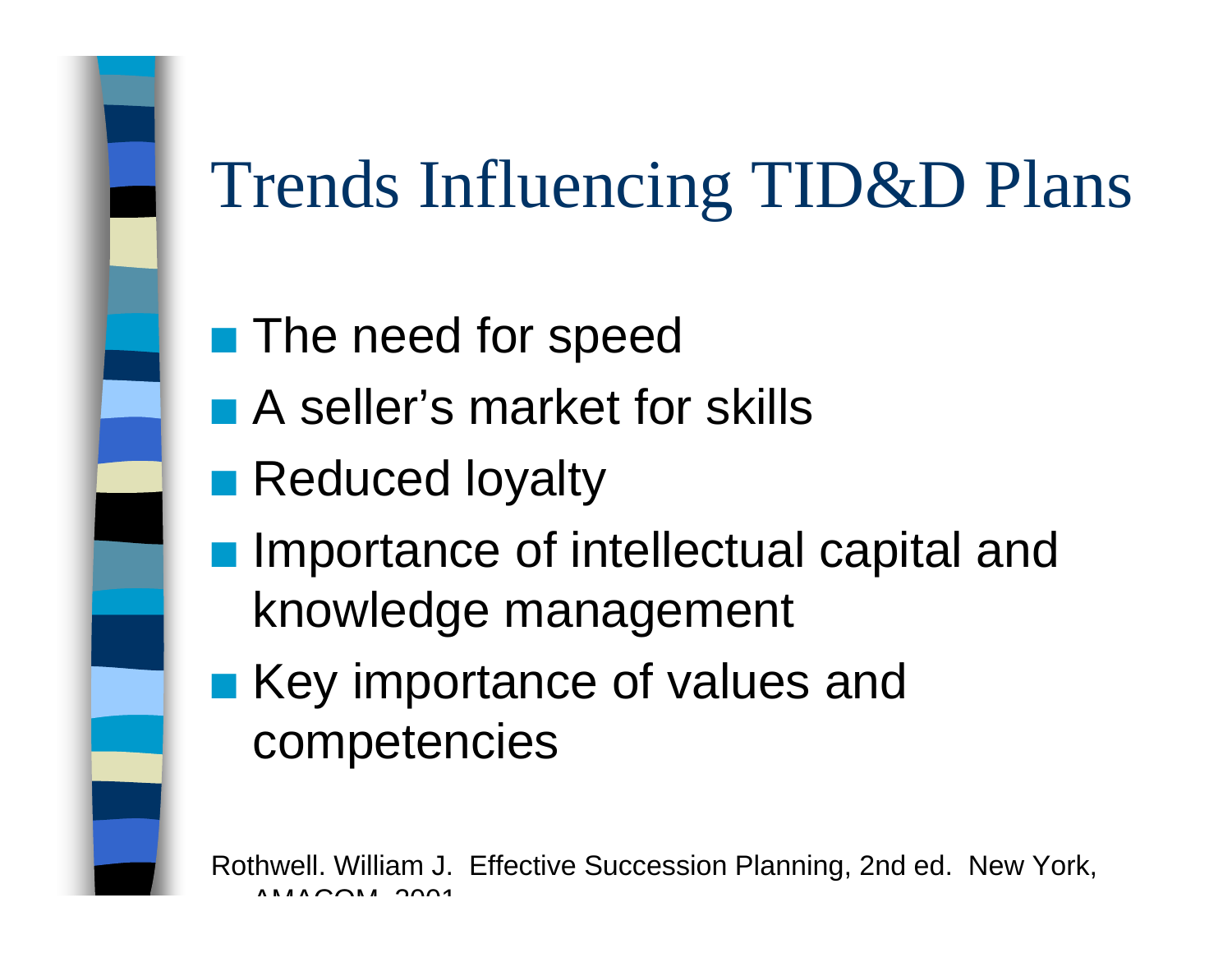# Trends Influencing TID&D Plans

- The need for speed
- A seller's market for skills
- Reduced loyalty
- Importance of intellectual capital and knowledge management
- Key importance of values and competencies

Rothwell. William J. Effective Succession Planning, 2nd ed. New York, AMACOM, 2001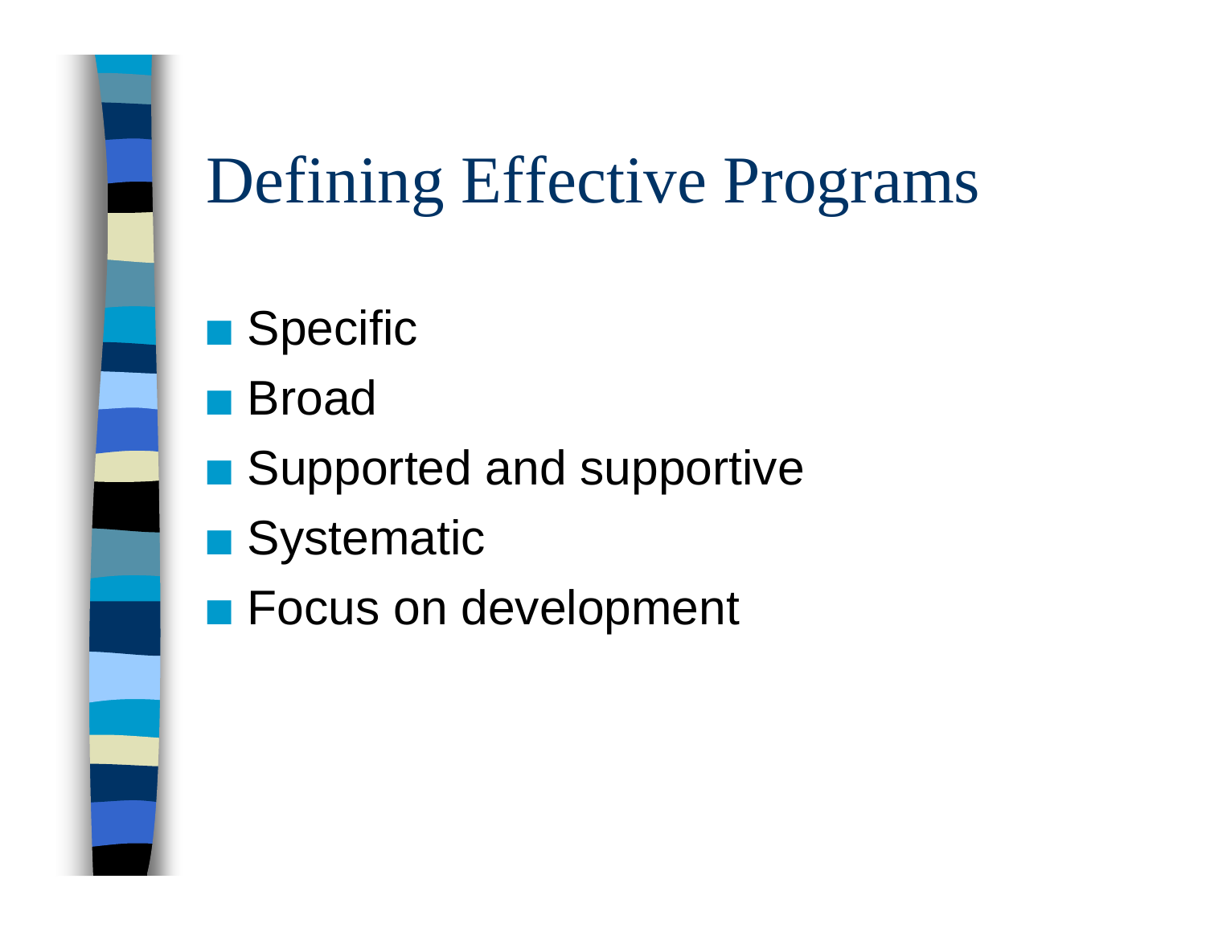# Defining Effective Programs

- Specific
- Broad
- Supported and supportive
- Systematic
- Focus on development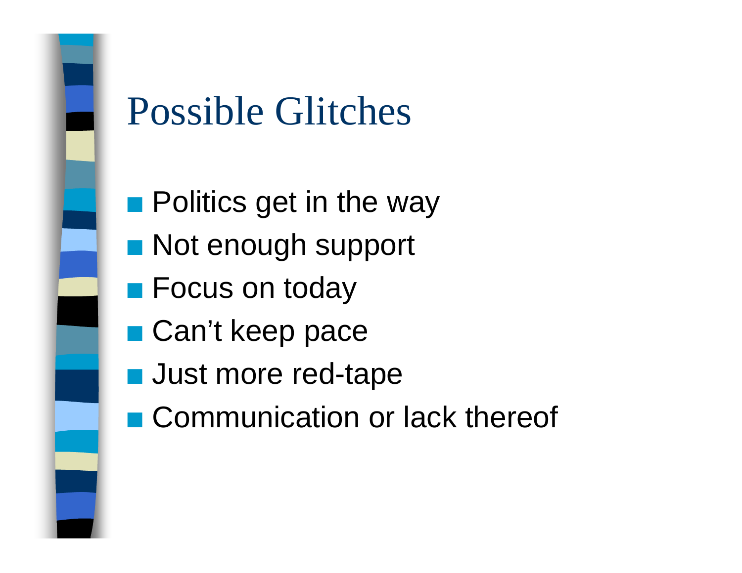# Possible Glitches

- Politics get in the way
- Not enough support
- Focus on today
- Can’t keep pace
- Just more red-tape
- Communication or lack thereof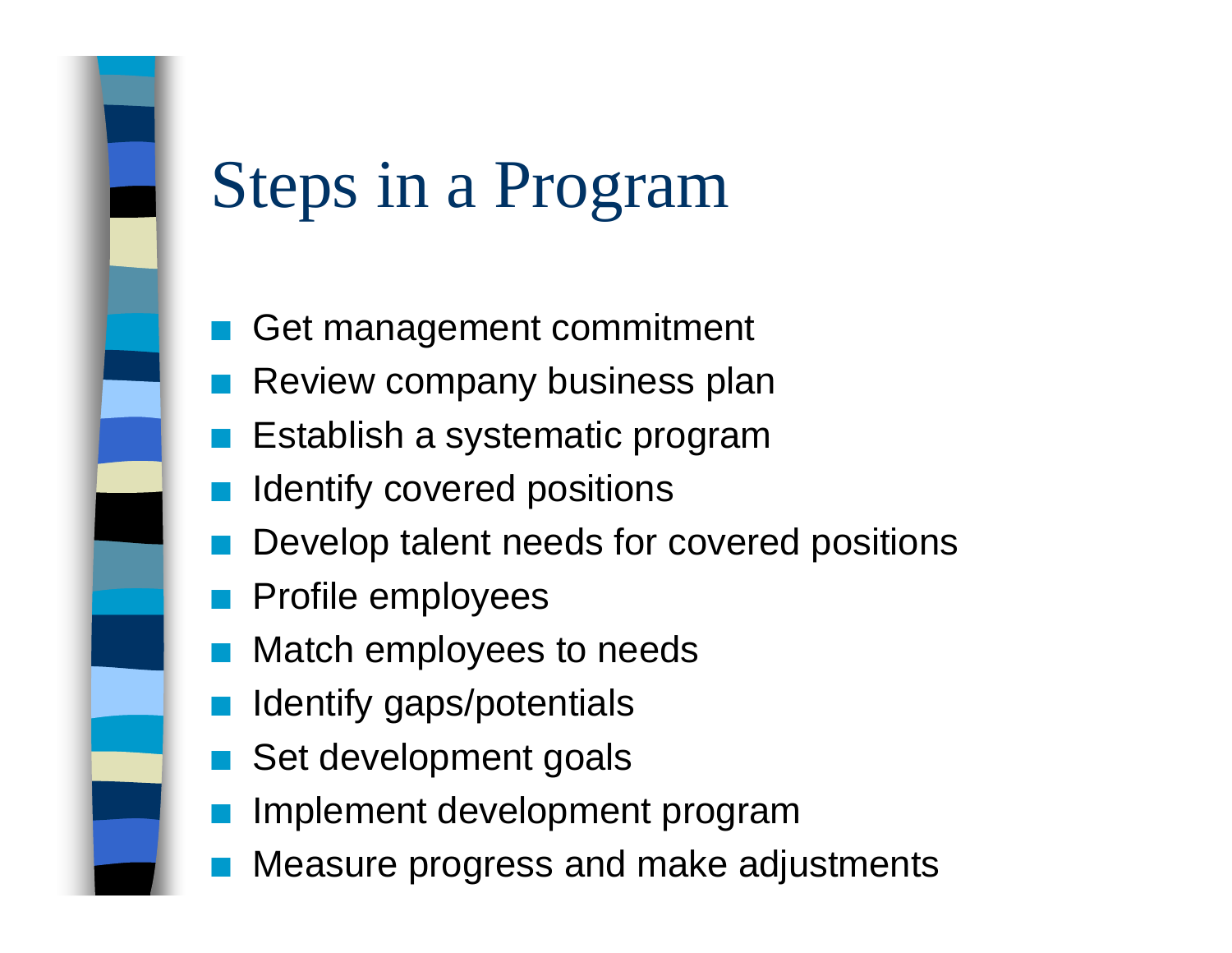# Steps in a Program

- Get management commitment
- Review company business plan
- Establish a systematic program
- Identify covered positions
- Develop talent needs for covered positions
- Profile employees
- Match employees to needs
- Identify gaps/potentials
- Set development goals
- Implement development program
- Measure progress and make adjustments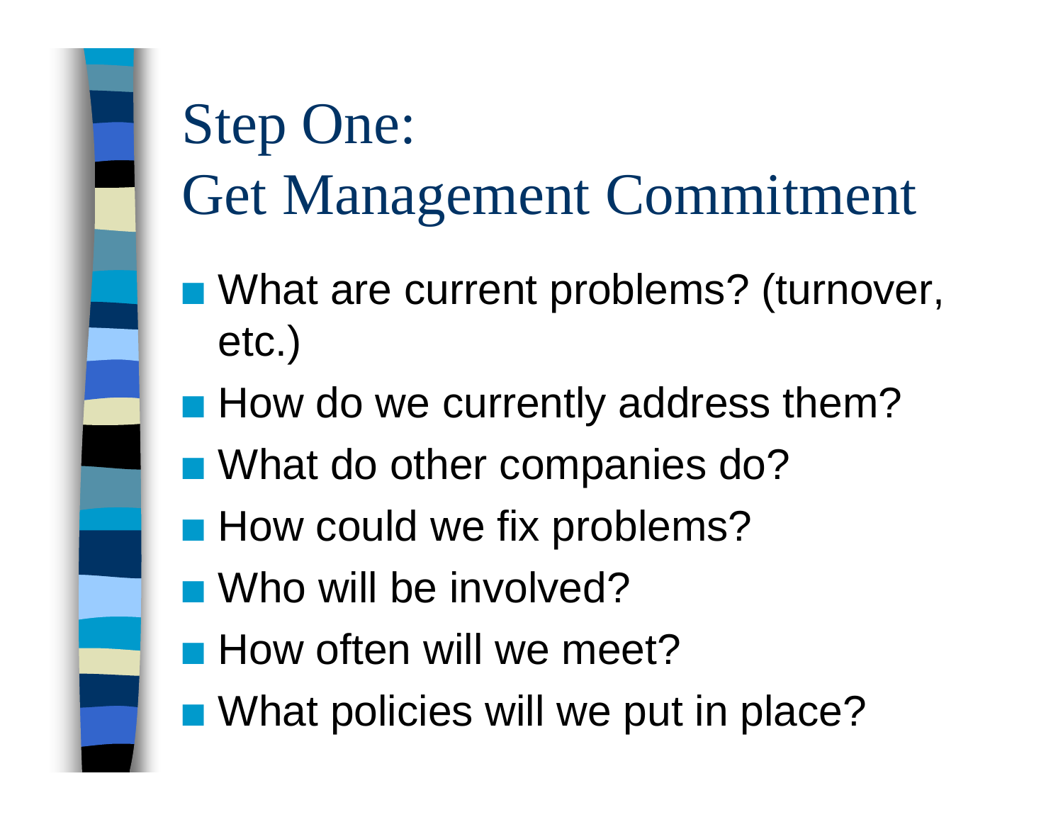# Step One: Get Management Commitment

- What are current problems? (turnover, etc.)
- How do we currently address them?
- What do other companies do?
- How could we fix problems?
- Who will be involved?
- How often will we meet?
- What policies will we put in place?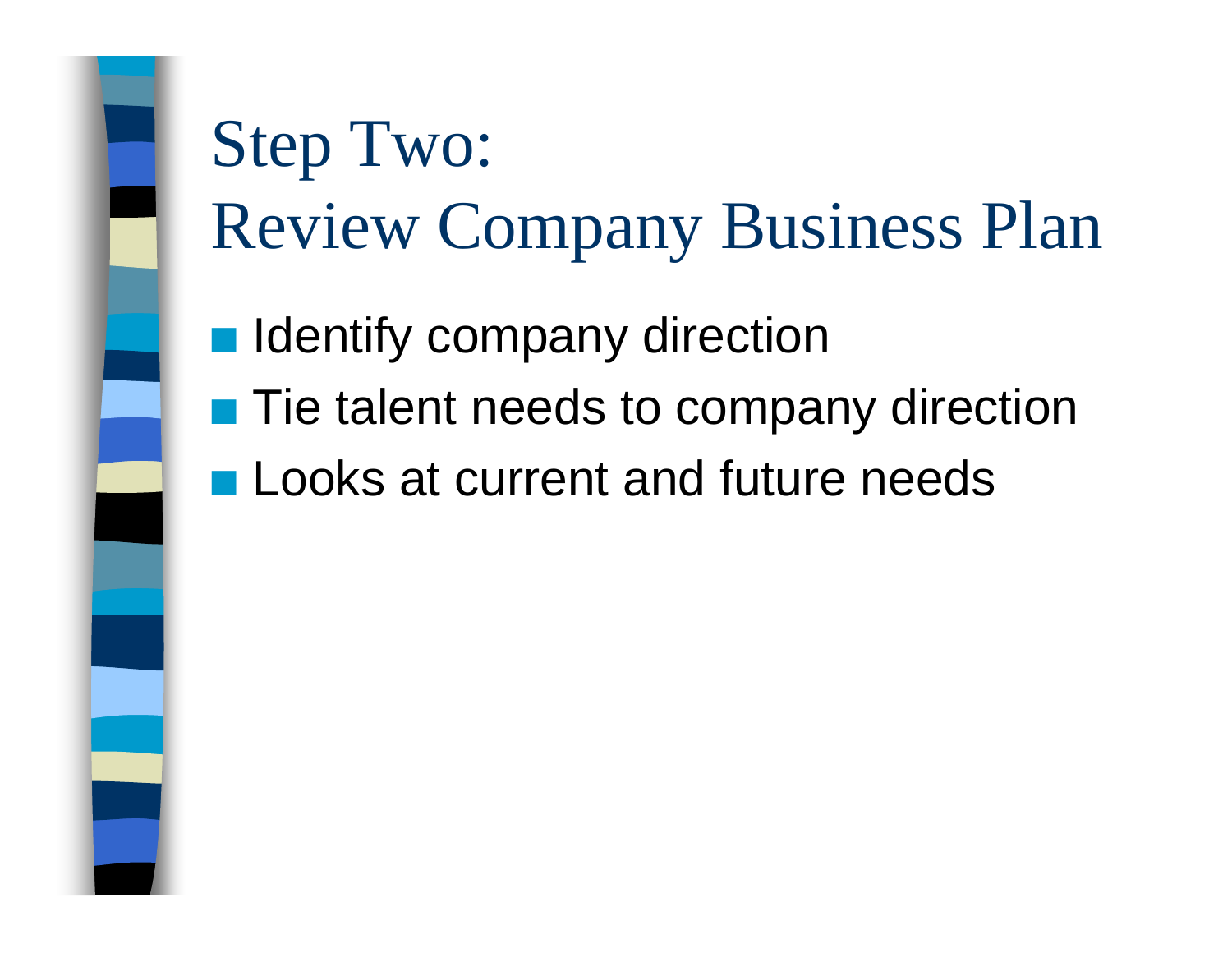# Step Two: Review Company Business Plan

- Identify company direction
- Tie talent needs to company direction
- Looks at current and future needs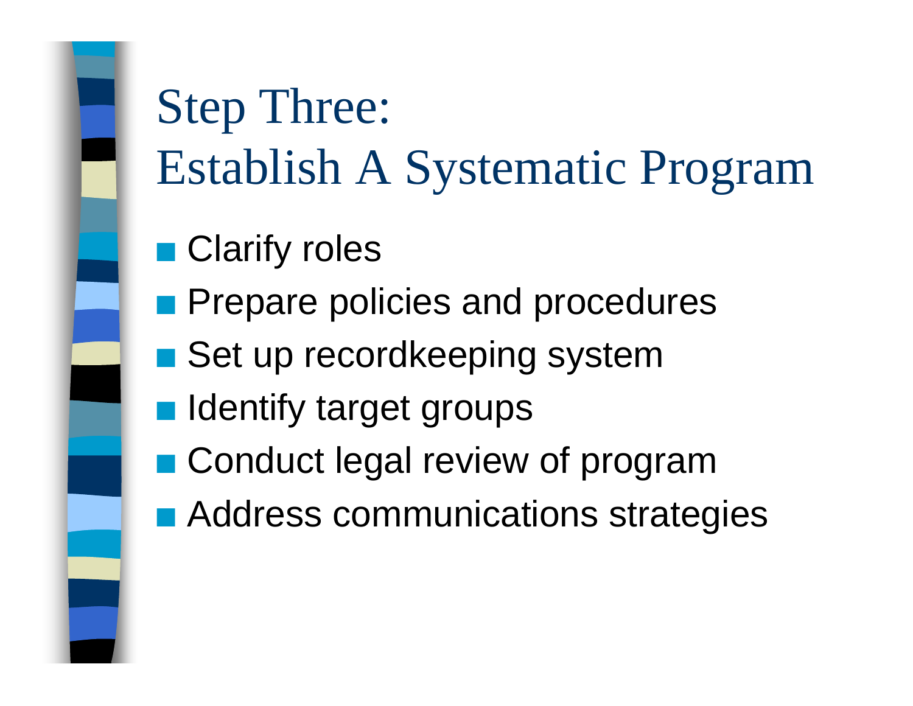# Step Three: Establish A Systematic Program

- Clarify roles
- Prepare policies and procedures
- Set up recordkeeping system
- Identify target groups
- Conduct legal review of program
- Address communications strategies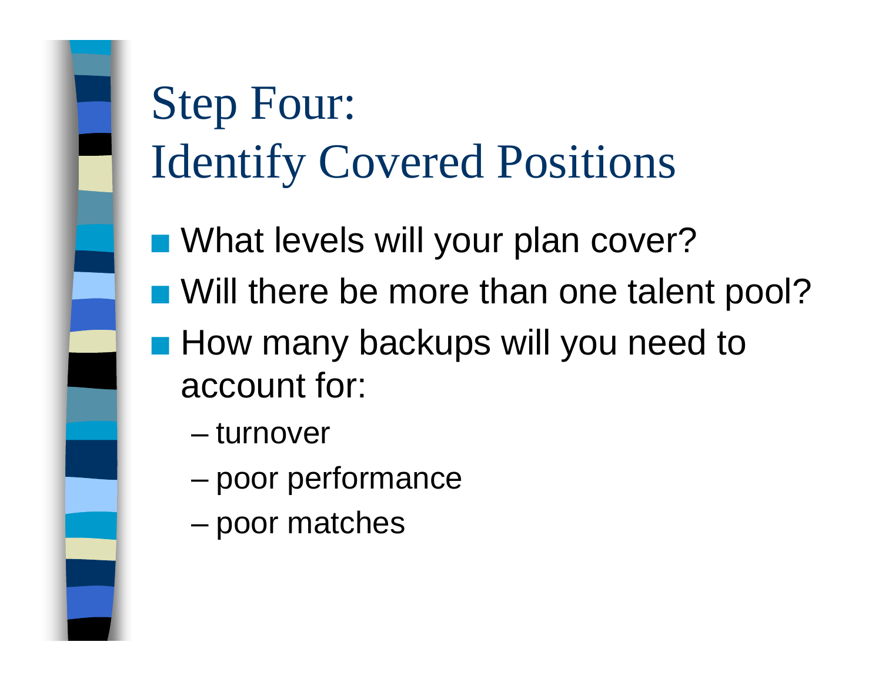# Step Four: Identify Covered Positions

- What levels will your plan cover?
- Will there be more than one talent pool?
- How many backups will you need to account for:
  - turnover
  - poor performance
  - poor matches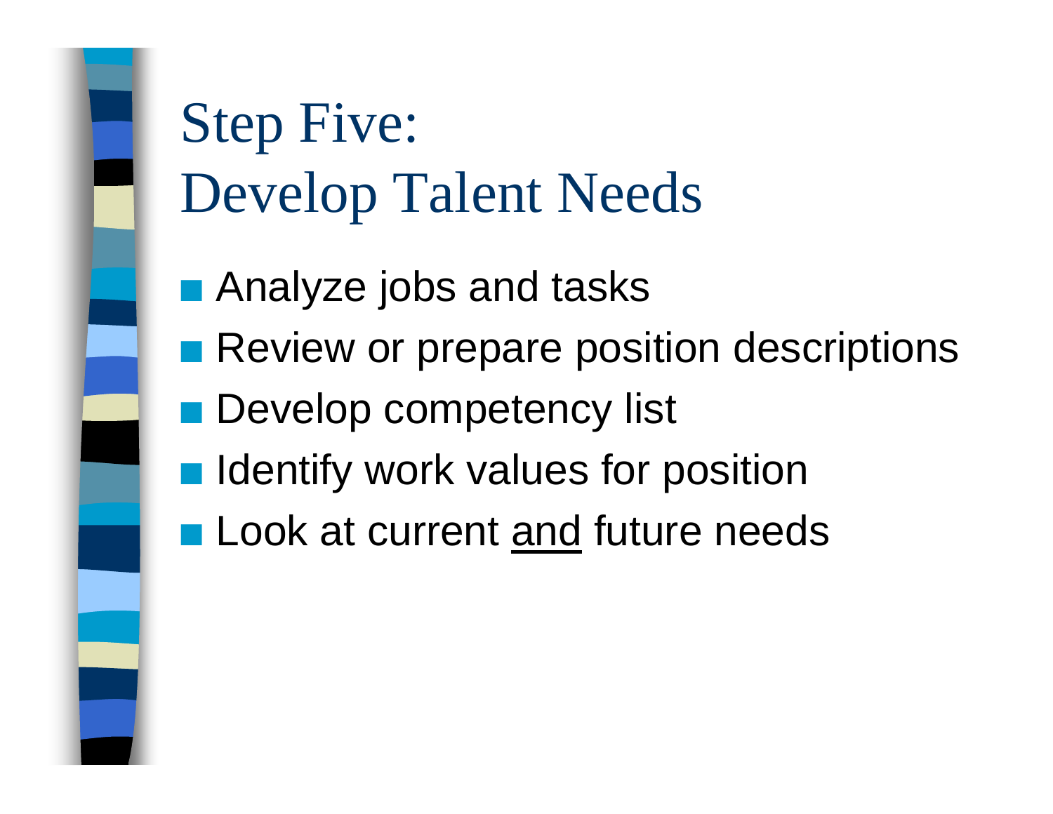# Step Five: Develop Talent Needs

- Analyze jobs and tasks
- Review or prepare position descriptions
- Develop competency list
- Identify work values for position
- Look at current <u>and</u> future needs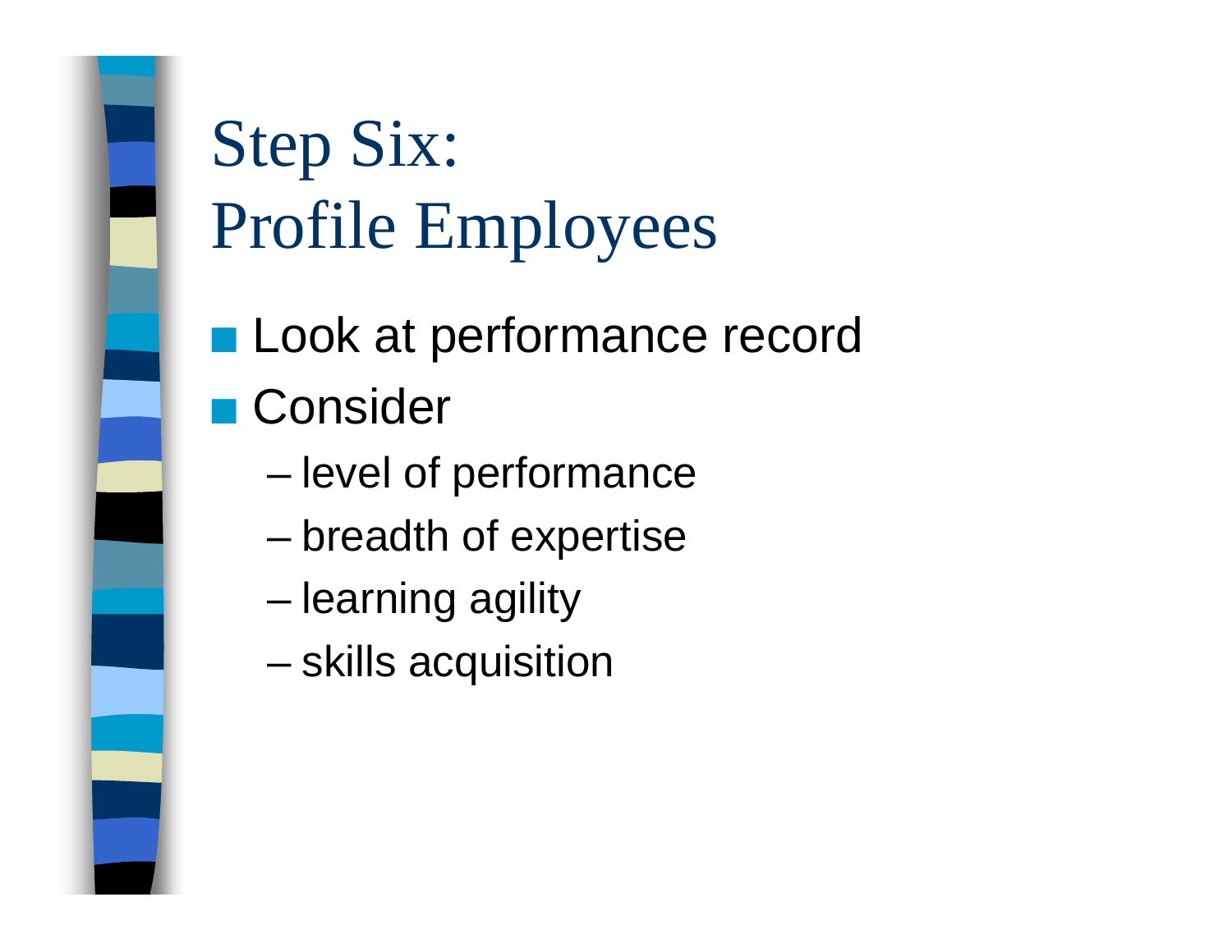# Step Six: Profile Employees

- Look at performance record
- Consider
  - level of performance
  - breadth of expertise
  - learning agility
  - skills acquisition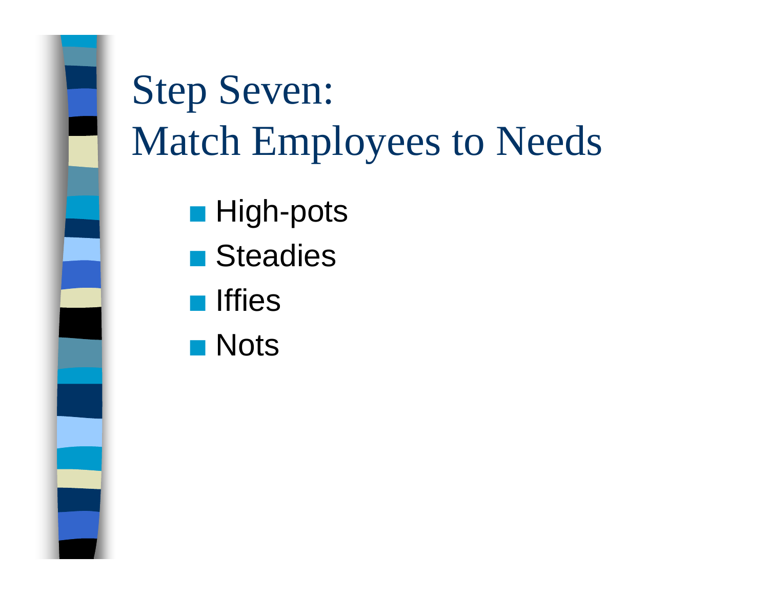# Step Seven: Match Employees to Needs

- High-pots
- Steadies
- Iffies
- Nots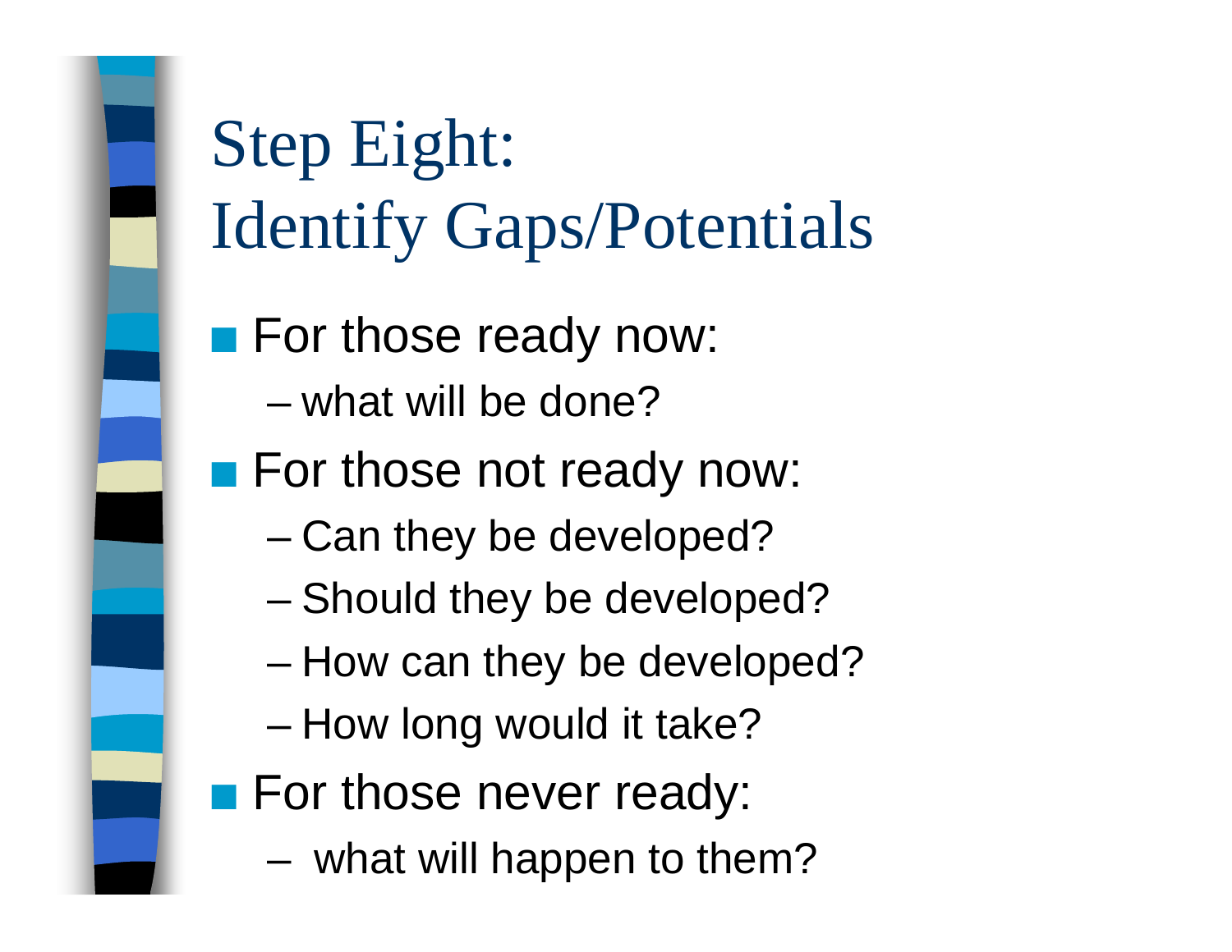# Step Eight: Identify Gaps/Potentials

- For those ready now:
  - what will be done?
- For those not ready now:
  - Can they be developed?
  - Should they be developed?
  - How can they be developed?
  - How long would it take?
- For those never ready:
  - what will happen to them?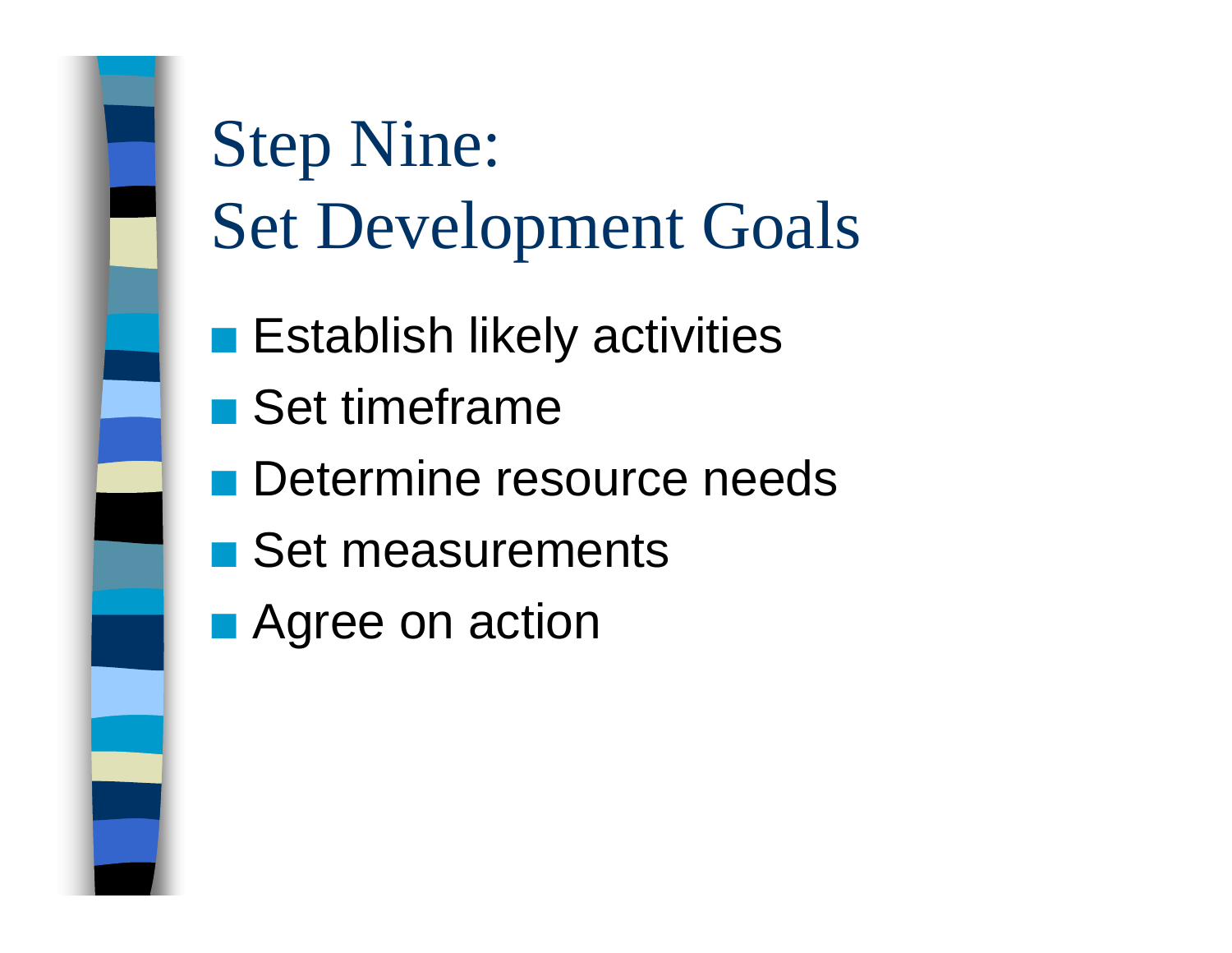# Step Nine: Set Development Goals

- Establish likely activities
- Set timeframe
- Determine resource needs
- Set measurements
- Agree on action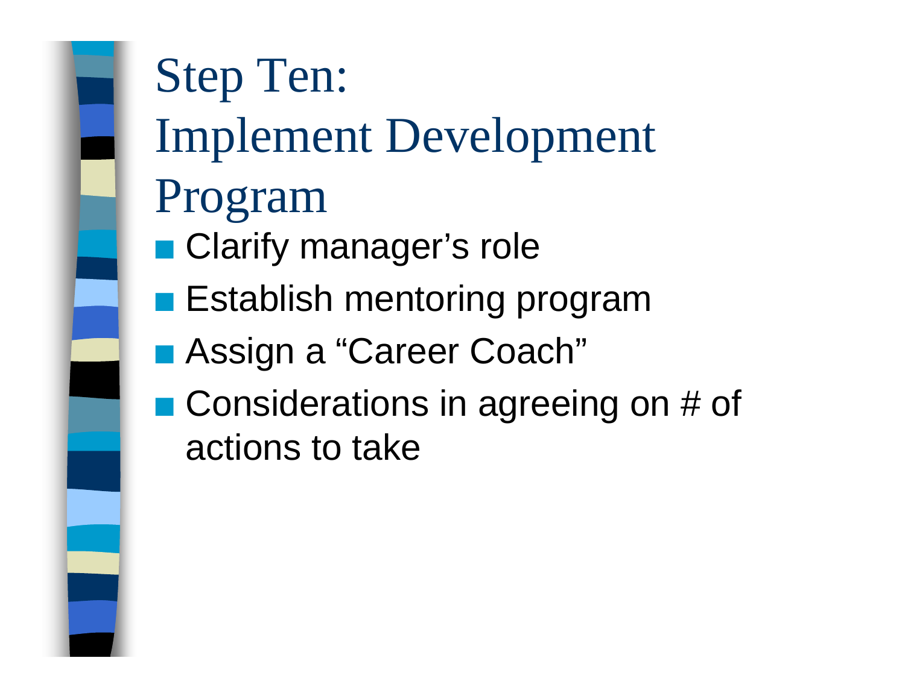# Step Ten: Implement Development Program

- Clarify manager's role
- Establish mentoring program
- Assign a "Career Coach"
- Considerations in agreeing on # of actions to take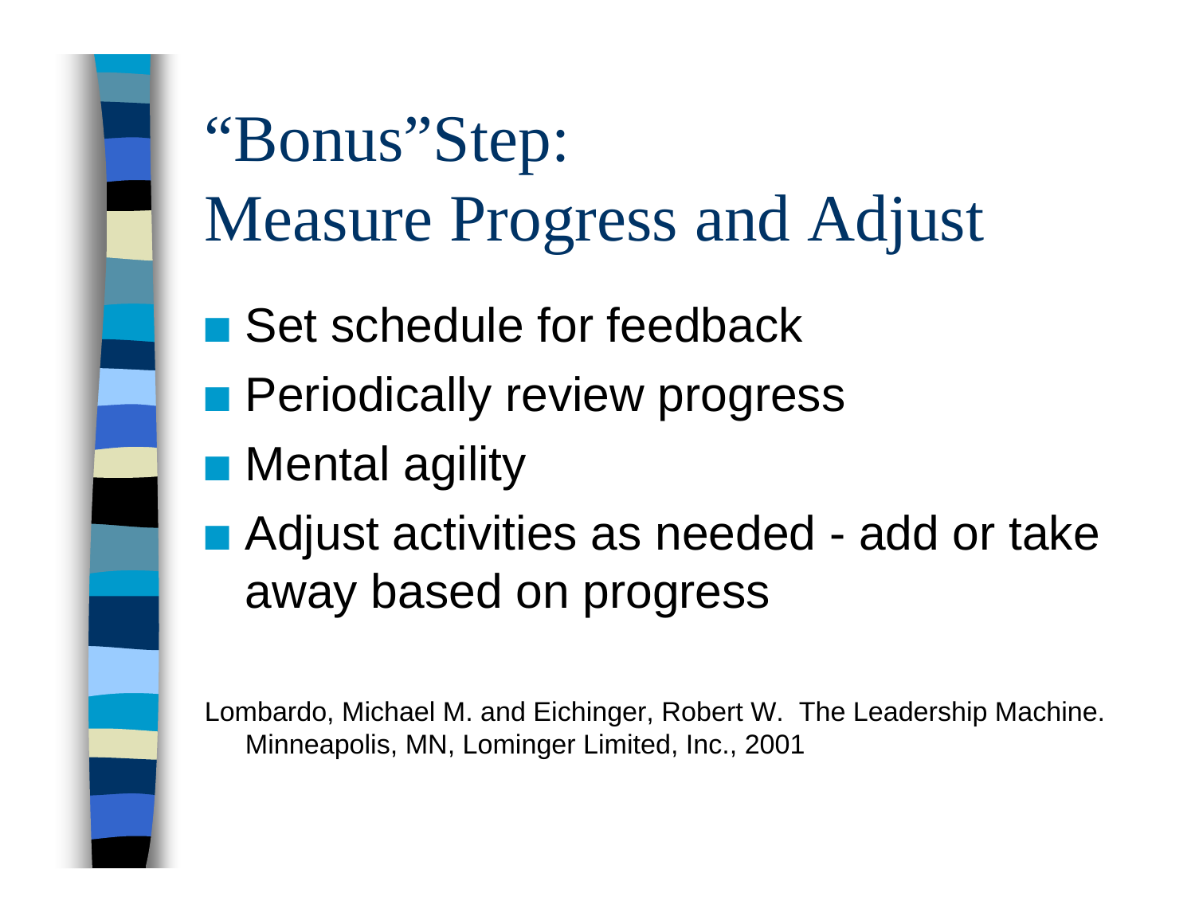# "Bonus" Step: Measure Progress and Adjust

- Set schedule for feedback
- Periodically review progress
- Mental agility
- Adjust activities as needed - add or take away based on progress

Lombardo, Michael M. and Eichinger, Robert W. The Leadership Machine. Minneapolis, MN, Lominger Limited, Inc., 2001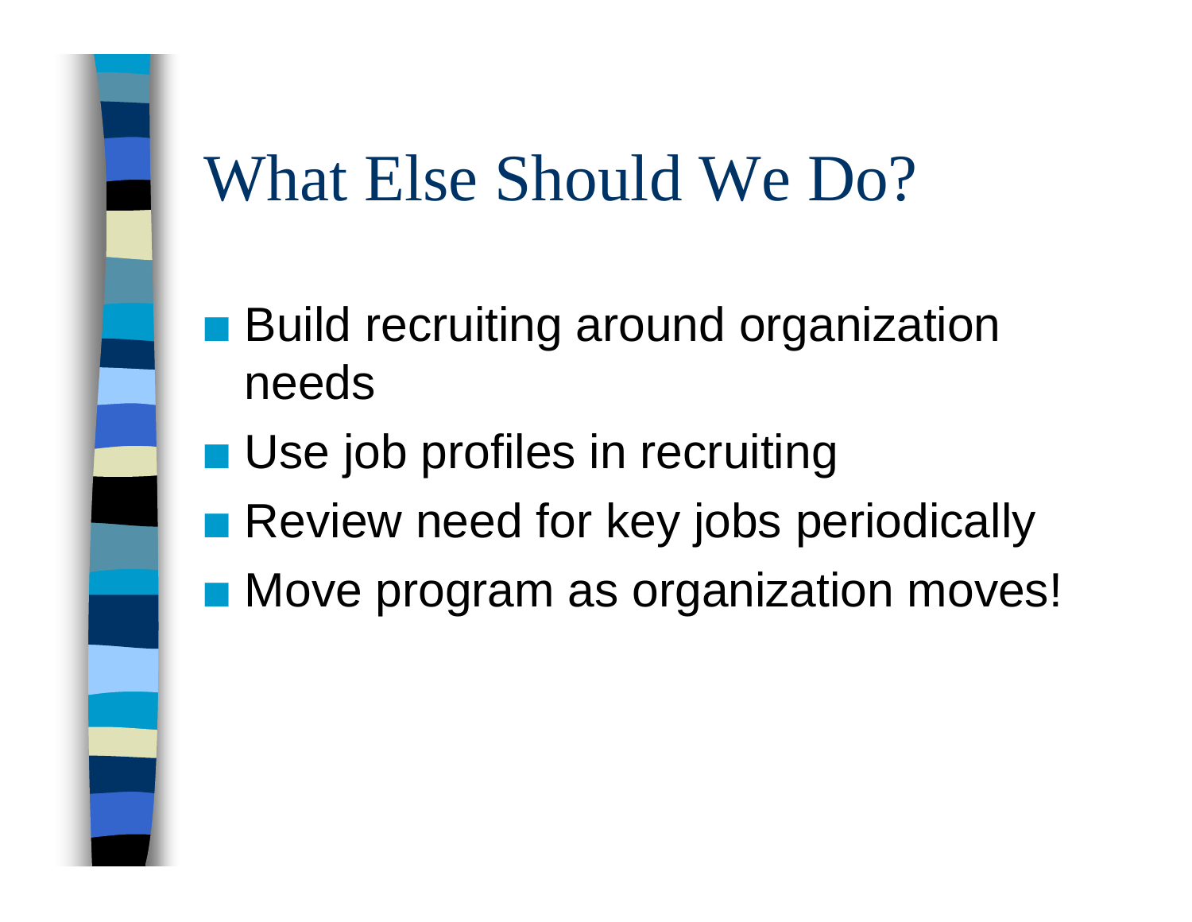# What Else Should We Do?

- Build recruiting around organization needs
- Use job profiles in recruiting
- Review need for key jobs periodically
- Move program as organization moves!